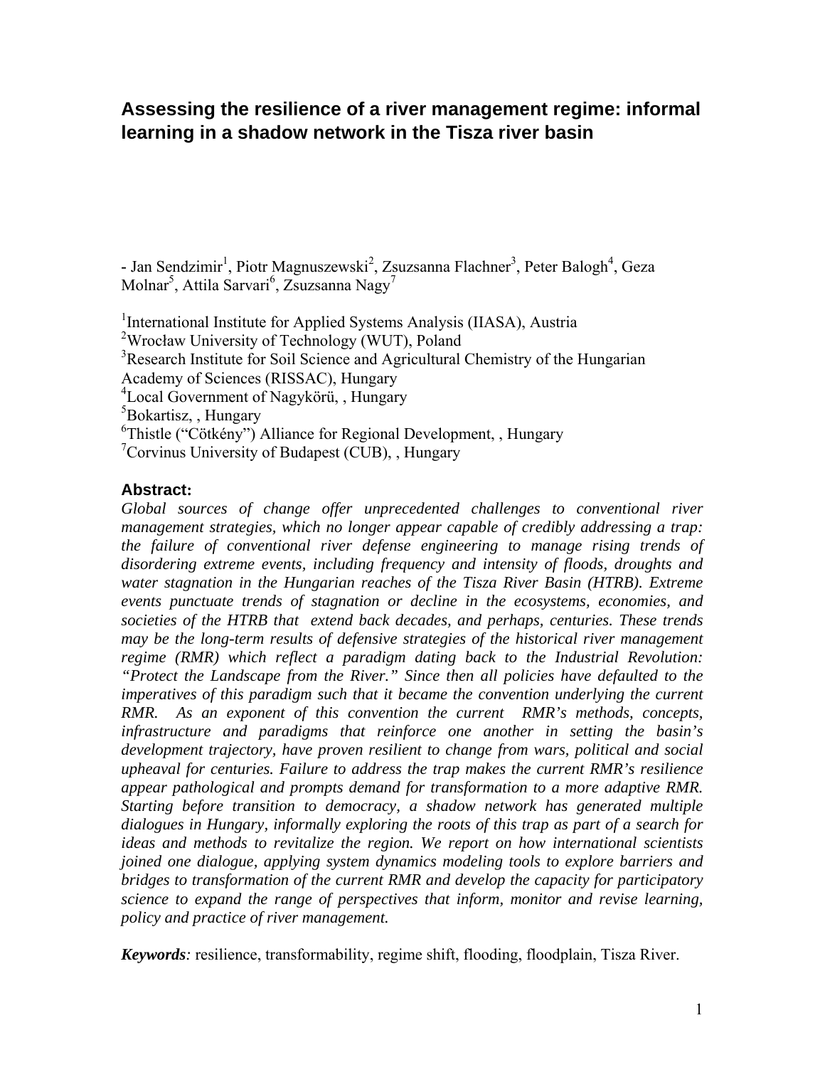# Assessing the resilience of a river management regime: informal learning in a shadow network in the Tisza river basin

- Jan Sendzimir[1], Piotr Magnuszewski[2], Zsuzsanna Flachner[3], Peter Balogh[4], Geza Molnar[5], Attila Sarvari[6], Zsuzsanna Nagy[7]

[1]International Institute for Applied Systems Analysis (IIASA), Austria
[2]Wrocław University of Technology (WUT), Poland
[3]Research Institute for Soil Science and Agricultural Chemistry of the Hungarian Academy of Sciences (RISSAC), Hungary
[4]Local Government of Nagykörü, , Hungary
[5]Bokartisz, , Hungary
[6]Thistle ("Cötkény") Alliance for Regional Development, , Hungary
[7]Corvinus University of Budapest (CUB), , Hungary

## Abstract:

*Global sources of change offer unprecedented challenges to conventional river management strategies, which no longer appear capable of credibly addressing a trap: the failure of conventional river defense engineering to manage rising trends of disordering extreme events, including frequency and intensity of floods, droughts and water stagnation in the Hungarian reaches of the Tisza River Basin (HTRB). Extreme events punctuate trends of stagnation or decline in the ecosystems, economies, and societies of the HTRB that extend back decades, and perhaps, centuries. These trends may be the long-term results of defensive strategies of the historical river management regime (RMR) which reflect a paradigm dating back to the Industrial Revolution: "Protect the Landscape from the River." Since then all policies have defaulted to the imperatives of this paradigm such that it became the convention underlying the current RMR. As an exponent of this convention the current RMR's methods, concepts, infrastructure and paradigms that reinforce one another in setting the basin's development trajectory, have proven resilient to change from wars, political and social upheaval for centuries. Failure to address the trap makes the current RMR's resilience appear pathological and prompts demand for transformation to a more adaptive RMR. Starting before transition to democracy, a shadow network has generated multiple dialogues in Hungary, informally exploring the roots of this trap as part of a search for ideas and methods to revitalize the region. We report on how international scientists joined one dialogue, applying system dynamics modeling tools to explore barriers and bridges to transformation of the current RMR and develop the capacity for participatory science to expand the range of perspectives that inform, monitor and revise learning, policy and practice of river management.*

***Keywords:*** resilience, transformability, regime shift, flooding, floodplain, Tisza River.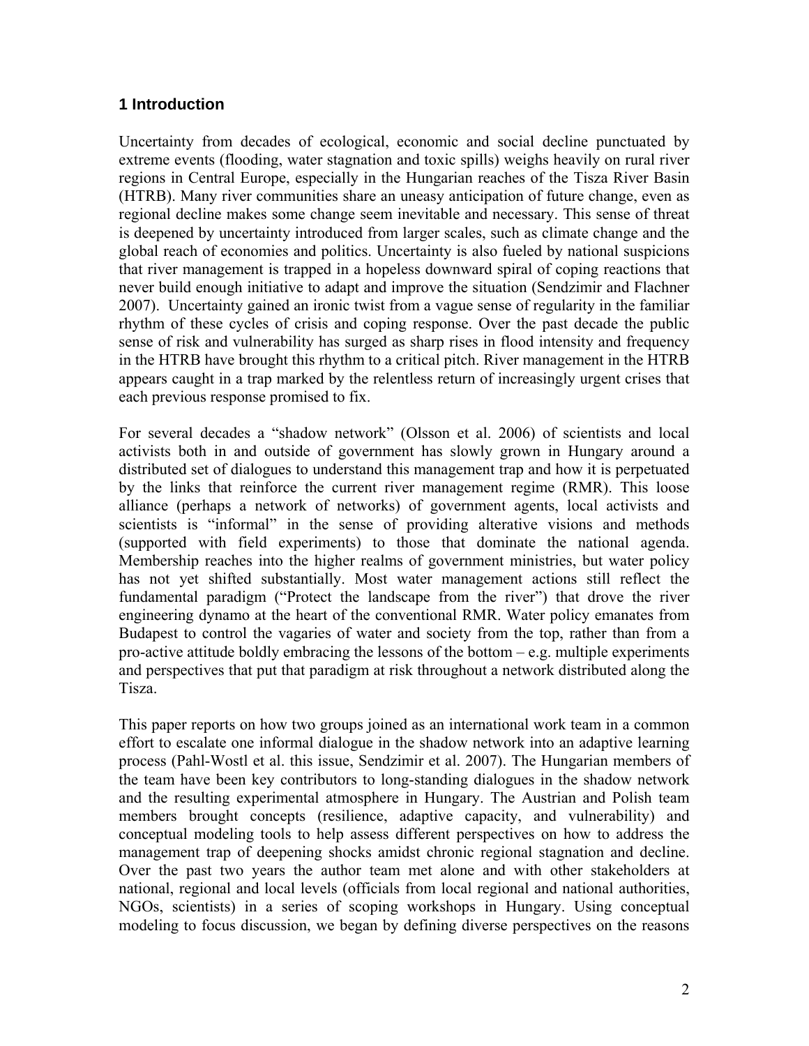## 1 Introduction

Uncertainty from decades of ecological, economic and social decline punctuated by extreme events (flooding, water stagnation and toxic spills) weighs heavily on rural river regions in Central Europe, especially in the Hungarian reaches of the Tisza River Basin (HTRB). Many river communities share an uneasy anticipation of future change, even as regional decline makes some change seem inevitable and necessary. This sense of threat is deepened by uncertainty introduced from larger scales, such as climate change and the global reach of economies and politics. Uncertainty is also fueled by national suspicions that river management is trapped in a hopeless downward spiral of coping reactions that never build enough initiative to adapt and improve the situation (Sendzimir and Flachner 2007). Uncertainty gained an ironic twist from a vague sense of regularity in the familiar rhythm of these cycles of crisis and coping response. Over the past decade the public sense of risk and vulnerability has surged as sharp rises in flood intensity and frequency in the HTRB have brought this rhythm to a critical pitch. River management in the HTRB appears caught in a trap marked by the relentless return of increasingly urgent crises that each previous response promised to fix.

For several decades a "shadow network" (Olsson et al. 2006) of scientists and local activists both in and outside of government has slowly grown in Hungary around a distributed set of dialogues to understand this management trap and how it is perpetuated by the links that reinforce the current river management regime (RMR). This loose alliance (perhaps a network of networks) of government agents, local activists and scientists is "informal" in the sense of providing alterative visions and methods (supported with field experiments) to those that dominate the national agenda. Membership reaches into the higher realms of government ministries, but water policy has not yet shifted substantially. Most water management actions still reflect the fundamental paradigm ("Protect the landscape from the river") that drove the river engineering dynamo at the heart of the conventional RMR. Water policy emanates from Budapest to control the vagaries of water and society from the top, rather than from a pro-active attitude boldly embracing the lessons of the bottom – e.g. multiple experiments and perspectives that put that paradigm at risk throughout a network distributed along the Tisza.

This paper reports on how two groups joined as an international work team in a common effort to escalate one informal dialogue in the shadow network into an adaptive learning process (Pahl-Wostl et al. this issue, Sendzimir et al. 2007). The Hungarian members of the team have been key contributors to long-standing dialogues in the shadow network and the resulting experimental atmosphere in Hungary. The Austrian and Polish team members brought concepts (resilience, adaptive capacity, and vulnerability) and conceptual modeling tools to help assess different perspectives on how to address the management trap of deepening shocks amidst chronic regional stagnation and decline. Over the past two years the author team met alone and with other stakeholders at national, regional and local levels (officials from local regional and national authorities, NGOs, scientists) in a series of scoping workshops in Hungary. Using conceptual modeling to focus discussion, we began by defining diverse perspectives on the reasons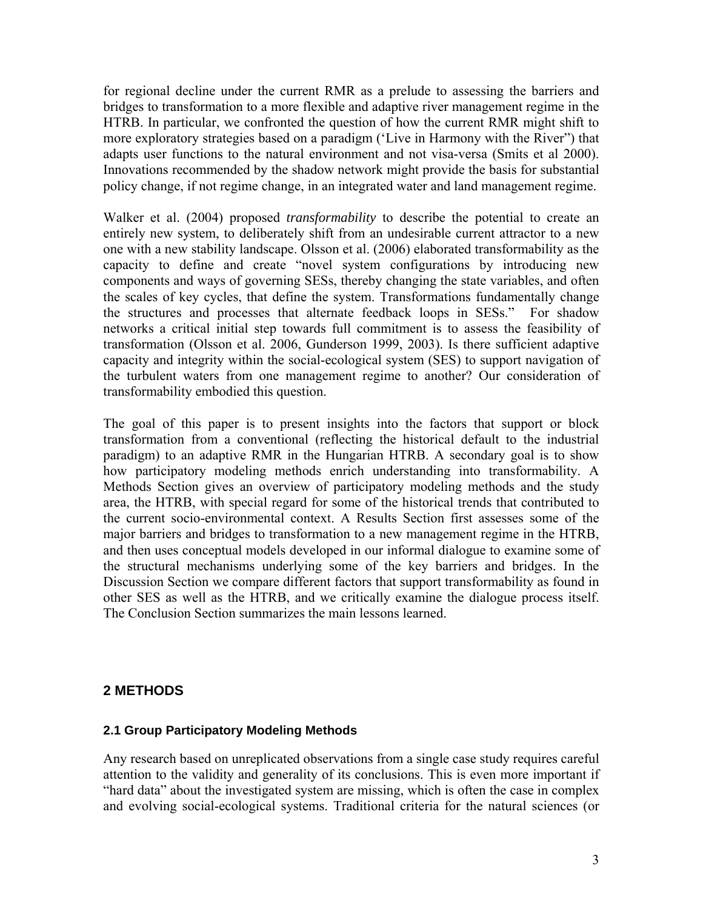for regional decline under the current RMR as a prelude to assessing the barriers and bridges to transformation to a more flexible and adaptive river management regime in the HTRB. In particular, we confronted the question of how the current RMR might shift to more exploratory strategies based on a paradigm ('Live in Harmony with the River") that adapts user functions to the natural environment and not visa-versa (Smits et al 2000). Innovations recommended by the shadow network might provide the basis for substantial policy change, if not regime change, in an integrated water and land management regime.

Walker et al. (2004) proposed *transformability* to describe the potential to create an entirely new system, to deliberately shift from an undesirable current attractor to a new one with a new stability landscape. Olsson et al. (2006) elaborated transformability as the capacity to define and create "novel system configurations by introducing new components and ways of governing SESs, thereby changing the state variables, and often the scales of key cycles, that define the system. Transformations fundamentally change the structures and processes that alternate feedback loops in SESs." For shadow networks a critical initial step towards full commitment is to assess the feasibility of transformation (Olsson et al. 2006, Gunderson 1999, 2003). Is there sufficient adaptive capacity and integrity within the social-ecological system (SES) to support navigation of the turbulent waters from one management regime to another? Our consideration of transformability embodied this question.

The goal of this paper is to present insights into the factors that support or block transformation from a conventional (reflecting the historical default to the industrial paradigm) to an adaptive RMR in the Hungarian HTRB. A secondary goal is to show how participatory modeling methods enrich understanding into transformability. A Methods Section gives an overview of participatory modeling methods and the study area, the HTRB, with special regard for some of the historical trends that contributed to the current socio-environmental context. A Results Section first assesses some of the major barriers and bridges to transformation to a new management regime in the HTRB, and then uses conceptual models developed in our informal dialogue to examine some of the structural mechanisms underlying some of the key barriers and bridges. In the Discussion Section we compare different factors that support transformability as found in other SES as well as the HTRB, and we critically examine the dialogue process itself. The Conclusion Section summarizes the main lessons learned.

## 2 METHODS

### 2.1 Group Participatory Modeling Methods

Any research based on unreplicated observations from a single case study requires careful attention to the validity and generality of its conclusions. This is even more important if "hard data" about the investigated system are missing, which is often the case in complex and evolving social-ecological systems. Traditional criteria for the natural sciences (or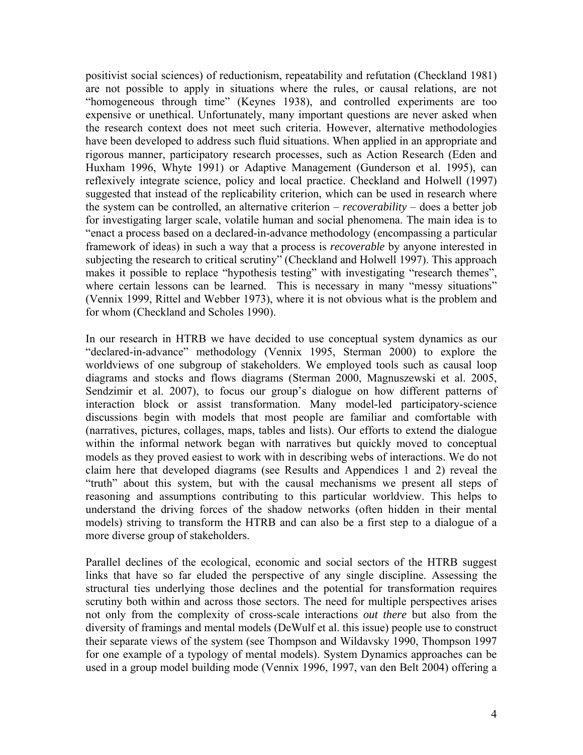positivist social sciences) of reductionism, repeatability and refutation (Checkland 1981) are not possible to apply in situations where the rules, or causal relations, are not "homogeneous through time" (Keynes 1938), and controlled experiments are too expensive or unethical. Unfortunately, many important questions are never asked when the research context does not meet such criteria. However, alternative methodologies have been developed to address such fluid situations. When applied in an appropriate and rigorous manner, participatory research processes, such as Action Research (Eden and Huxham 1996, Whyte 1991) or Adaptive Management (Gunderson et al. 1995), can reflexively integrate science, policy and local practice. Checkland and Holwell (1997) suggested that instead of the replicability criterion, which can be used in research where the system can be controlled, an alternative criterion – *recoverability* – does a better job for investigating larger scale, volatile human and social phenomena. The main idea is to "enact a process based on a declared-in-advance methodology (encompassing a particular framework of ideas) in such a way that a process is *recoverable* by anyone interested in subjecting the research to critical scrutiny" (Checkland and Holwell 1997). This approach makes it possible to replace "hypothesis testing" with investigating "research themes", where certain lessons can be learned. This is necessary in many "messy situations" (Vennix 1999, Rittel and Webber 1973), where it is not obvious what is the problem and for whom (Checkland and Scholes 1990).

In our research in HTRB we have decided to use conceptual system dynamics as our "declared-in-advance" methodology (Vennix 1995, Sterman 2000) to explore the worldviews of one subgroup of stakeholders. We employed tools such as causal loop diagrams and stocks and flows diagrams (Sterman 2000, Magnuszewski et al. 2005, Sendzimir et al. 2007), to focus our group's dialogue on how different patterns of interaction block or assist transformation. Many model-led participatory-science discussions begin with models that most people are familiar and comfortable with (narratives, pictures, collages, maps, tables and lists). Our efforts to extend the dialogue within the informal network began with narratives but quickly moved to conceptual models as they proved easiest to work with in describing webs of interactions. We do not claim here that developed diagrams (see Results and Appendices 1 and 2) reveal the "truth" about this system, but with the causal mechanisms we present all steps of reasoning and assumptions contributing to this particular worldview. This helps to understand the driving forces of the shadow networks (often hidden in their mental models) striving to transform the HTRB and can also be a first step to a dialogue of a more diverse group of stakeholders.

Parallel declines of the ecological, economic and social sectors of the HTRB suggest links that have so far eluded the perspective of any single discipline. Assessing the structural ties underlying those declines and the potential for transformation requires scrutiny both within and across those sectors. The need for multiple perspectives arises not only from the complexity of cross-scale interactions *out there* but also from the diversity of framings and mental models (DeWulf et al. this issue) people use to construct their separate views of the system (see Thompson and Wildavsky 1990, Thompson 1997 for one example of a typology of mental models). System Dynamics approaches can be used in a group model building mode (Vennix 1996, 1997, van den Belt 2004) offering a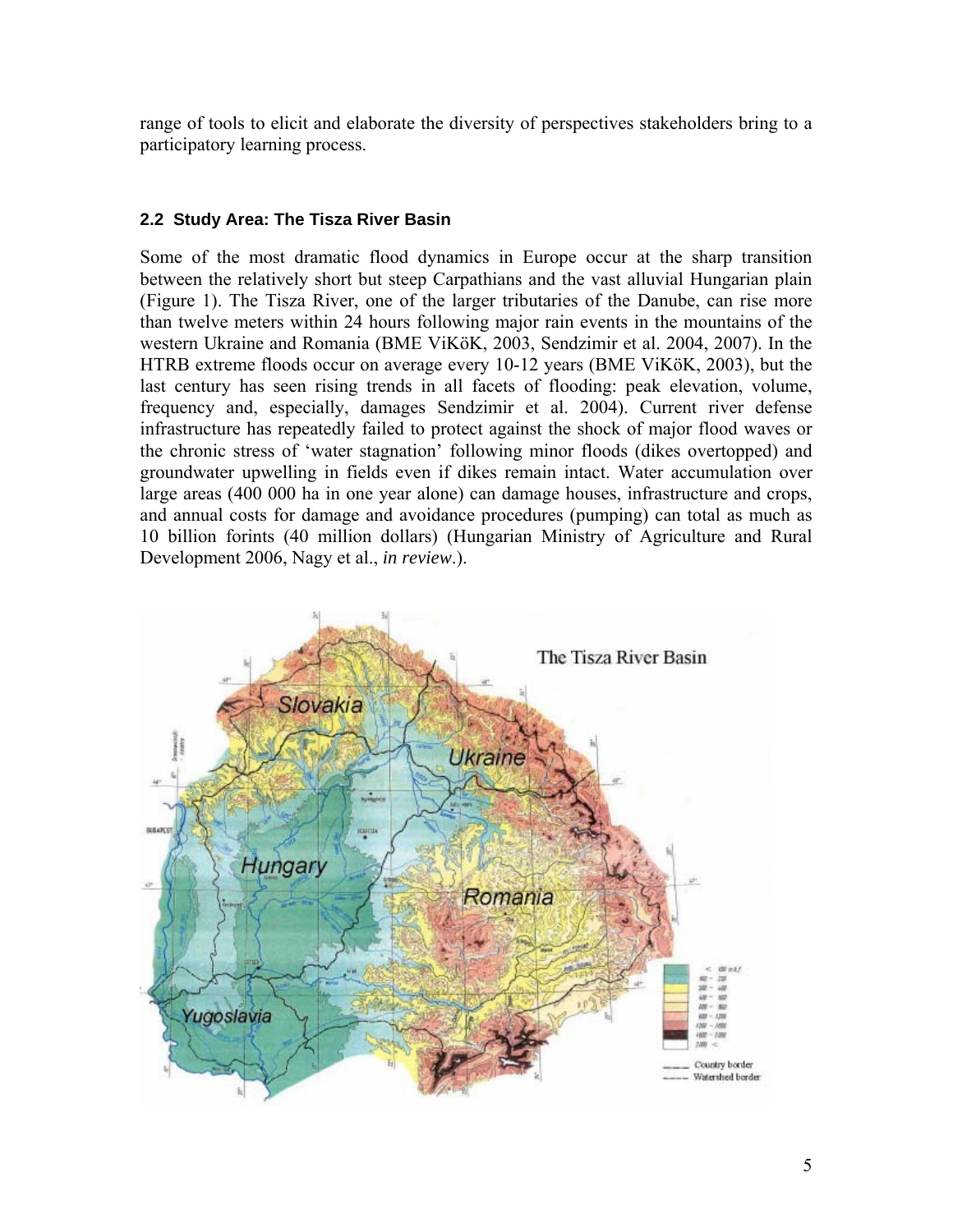range of tools to elicit and elaborate the diversity of perspectives stakeholders bring to a participatory learning process.

## 2.2 Study Area: The Tisza River Basin

Some of the most dramatic flood dynamics in Europe occur at the sharp transition between the relatively short but steep Carpathians and the vast alluvial Hungarian plain (Figure 1). The Tisza River, one of the larger tributaries of the Danube, can rise more than twelve meters within 24 hours following major rain events in the mountains of the western Ukraine and Romania (BME ViKöK, 2003, Sendzimir et al. 2004, 2007). In the HTRB extreme floods occur on average every 10-12 years (BME ViKöK, 2003), but the last century has seen rising trends in all facets of flooding: peak elevation, volume, frequency and, especially, damages Sendzimir et al. 2004). Current river defense infrastructure has repeatedly failed to protect against the shock of major flood waves or the chronic stress of 'water stagnation' following minor floods (dikes overtopped) and groundwater upwelling in fields even if dikes remain intact. Water accumulation over large areas (400 000 ha in one year alone) can damage houses, infrastructure and crops, and annual costs for damage and avoidance procedures (pumping) can total as much as 10 billion forints (40 million dollars) (Hungarian Ministry of Agriculture and Rural Development 2006, Nagy et al., *in review*.).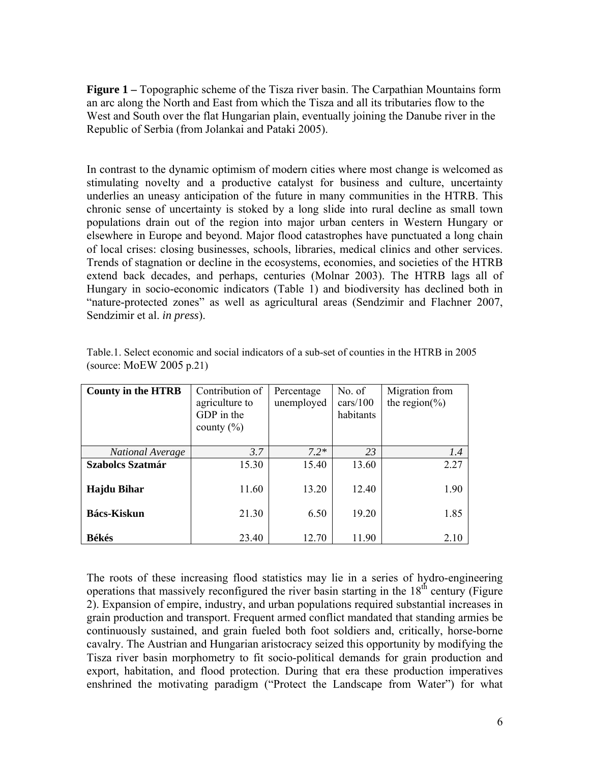**Figure 1 –** Topographic scheme of the Tisza river basin. The Carpathian Mountains form an arc along the North and East from which the Tisza and all its tributaries flow to the West and South over the flat Hungarian plain, eventually joining the Danube river in the Republic of Serbia (from Jolankai and Pataki 2005).

In contrast to the dynamic optimism of modern cities where most change is welcomed as stimulating novelty and a productive catalyst for business and culture, uncertainty underlies an uneasy anticipation of the future in many communities in the HTRB. This chronic sense of uncertainty is stoked by a long slide into rural decline as small town populations drain out of the region into major urban centers in Western Hungary or elsewhere in Europe and beyond. Major flood catastrophes have punctuated a long chain of local crises: closing businesses, schools, libraries, medical clinics and other services. Trends of stagnation or decline in the ecosystems, economies, and societies of the HTRB extend back decades, and perhaps, centuries (Molnar 2003). The HTRB lags all of Hungary in socio-economic indicators (Table 1) and biodiversity has declined both in "nature-protected zones" as well as agricultural areas (Sendzimir and Flachner 2007, Sendzimir et al. *in press*).

Table.1. Select economic and social indicators of a sub-set of counties in the HTRB in 2005 (source: MoEW 2005 p.21)

| **County in the HTRB** | Contribution of agriculture to GDP in the county (%) | Percentage unemployed | No. of cars/100 habitants | Migration from the region(%) |
|---|---|---|---|---|
| *National Average* | *3.7* | *7.2\** | *23* | *1.4* |
| **Szabolcs Szatmár** | 15.30 | 15.40 | 13.60 | 2.27 |
| **Hajdu Bihar** | 11.60 | 13.20 | 12.40 | 1.90 |
| **Bács-Kiskun** | 21.30 | 6.50 | 19.20 | 1.85 |
| **Békés** | 23.40 | 12.70 | 11.90 | 2.10 |

The roots of these increasing flood statistics may lie in a series of hydro-engineering operations that massively reconfigured the river basin starting in the 18th century (Figure 2). Expansion of empire, industry, and urban populations required substantial increases in grain production and transport. Frequent armed conflict mandated that standing armies be continuously sustained, and grain fueled both foot soldiers and, critically, horse-borne cavalry. The Austrian and Hungarian aristocracy seized this opportunity by modifying the Tisza river basin morphometry to fit socio-political demands for grain production and export, habitation, and flood protection. During that era these production imperatives enshrined the motivating paradigm ("Protect the Landscape from Water") for what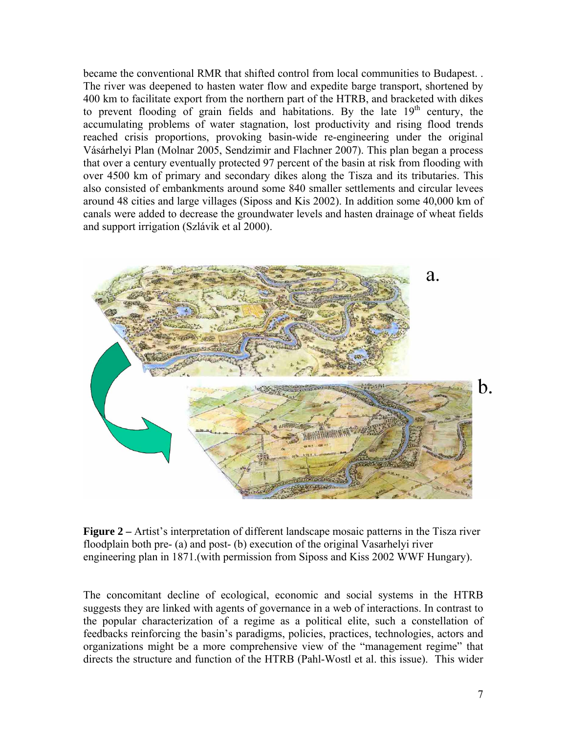became the conventional RMR that shifted control from local communities to Budapest. . The river was deepened to hasten water flow and expedite barge transport, shortened by 400 km to facilitate export from the northern part of the HTRB, and bracketed with dikes to prevent flooding of grain fields and habitations. By the late 19th century, the accumulating problems of water stagnation, lost productivity and rising flood trends reached crisis proportions, provoking basin-wide re-engineering under the original Vásárhelyi Plan (Molnar 2005, Sendzimir and Flachner 2007). This plan began a process that over a century eventually protected 97 percent of the basin at risk from flooding with over 4500 km of primary and secondary dikes along the Tisza and its tributaries. This also consisted of embankments around some 840 smaller settlements and circular levees around 48 cities and large villages (Siposs and Kis 2002). In addition some 40,000 km of canals were added to decrease the groundwater levels and hasten drainage of wheat fields and support irrigation (Szlávik et al 2000).

**Figure 2 –** Artist's interpretation of different landscape mosaic patterns in the Tisza river floodplain both pre- (a) and post- (b) execution of the original Vasarhelyi river engineering plan in 1871.(with permission from Siposs and Kiss 2002 WWF Hungary).

The concomitant decline of ecological, economic and social systems in the HTRB suggests they are linked with agents of governance in a web of interactions. In contrast to the popular characterization of a regime as a political elite, such a constellation of feedbacks reinforcing the basin's paradigms, policies, practices, technologies, actors and organizations might be a more comprehensive view of the "management regime" that directs the structure and function of the HTRB (Pahl-Wostl et al. this issue). This wider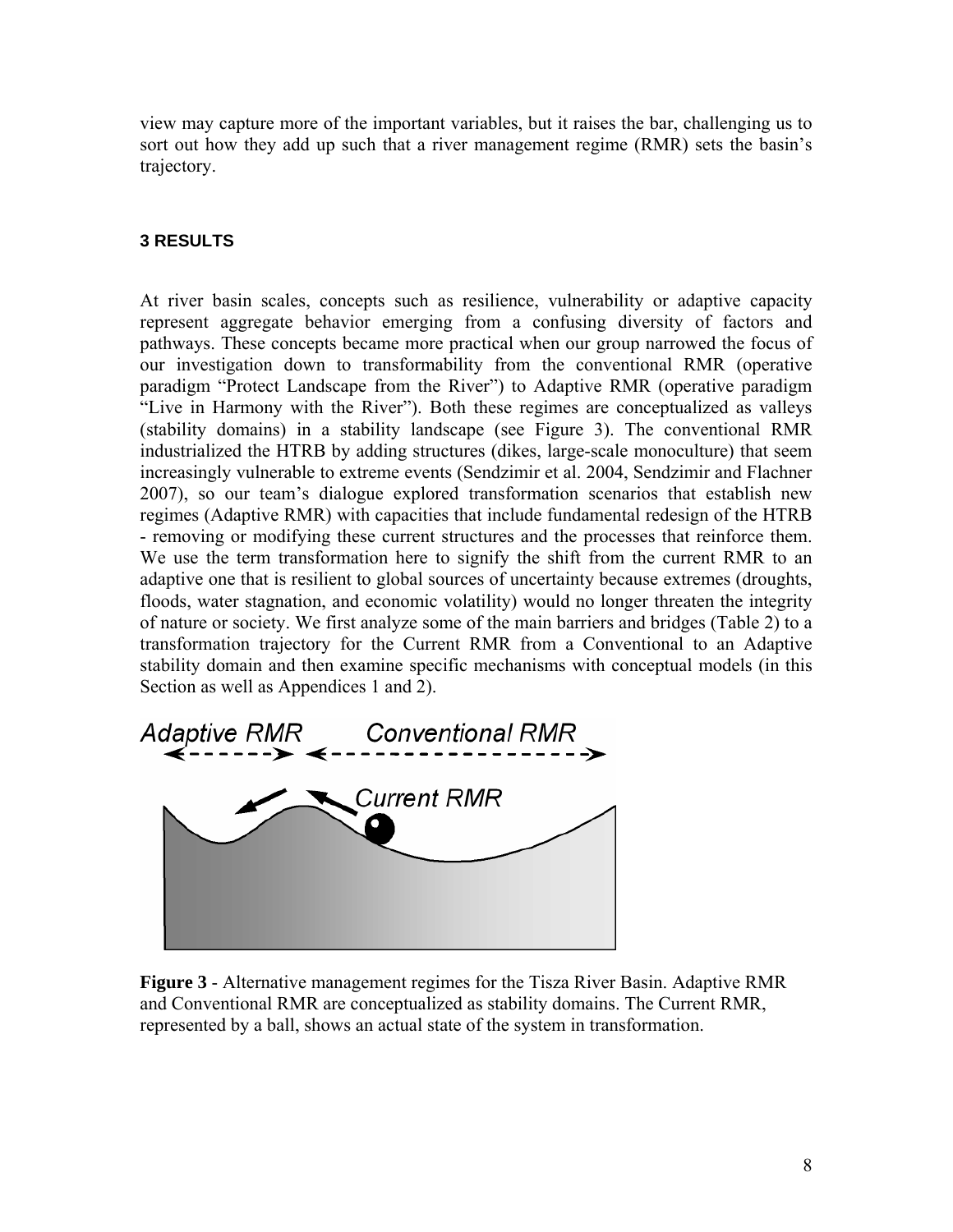view may capture more of the important variables, but it raises the bar, challenging us to sort out how they add up such that a river management regime (RMR) sets the basin's trajectory.

## 3 RESULTS

At river basin scales, concepts such as resilience, vulnerability or adaptive capacity represent aggregate behavior emerging from a confusing diversity of factors and pathways. These concepts became more practical when our group narrowed the focus of our investigation down to transformability from the conventional RMR (operative paradigm "Protect Landscape from the River") to Adaptive RMR (operative paradigm "Live in Harmony with the River"). Both these regimes are conceptualized as valleys (stability domains) in a stability landscape (see Figure 3). The conventional RMR industrialized the HTRB by adding structures (dikes, large-scale monoculture) that seem increasingly vulnerable to extreme events (Sendzimir et al. 2004, Sendzimir and Flachner 2007), so our team's dialogue explored transformation scenarios that establish new regimes (Adaptive RMR) with capacities that include fundamental redesign of the HTRB - removing or modifying these current structures and the processes that reinforce them. We use the term transformation here to signify the shift from the current RMR to an adaptive one that is resilient to global sources of uncertainty because extremes (droughts, floods, water stagnation, and economic volatility) would no longer threaten the integrity of nature or society. We first analyze some of the main barriers and bridges (Table 2) to a transformation trajectory for the Current RMR from a Conventional to an Adaptive stability domain and then examine specific mechanisms with conceptual models (in this Section as well as Appendices 1 and 2).

**Figure 3** - Alternative management regimes for the Tisza River Basin. Adaptive RMR and Conventional RMR are conceptualized as stability domains. The Current RMR, represented by a ball, shows an actual state of the system in transformation.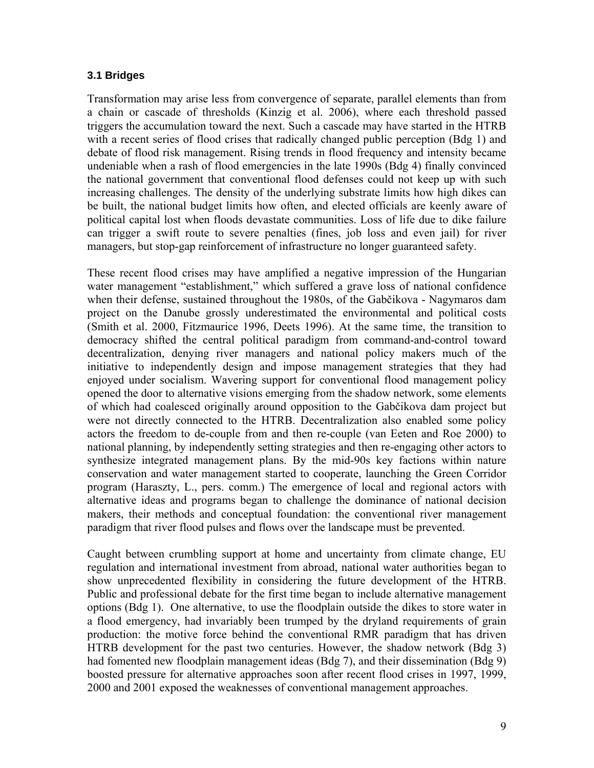### 3.1 Bridges

Transformation may arise less from convergence of separate, parallel elements than from a chain or cascade of thresholds (Kinzig et al. 2006), where each threshold passed triggers the accumulation toward the next. Such a cascade may have started in the HTRB with a recent series of flood crises that radically changed public perception (Bdg 1) and debate of flood risk management. Rising trends in flood frequency and intensity became undeniable when a rash of flood emergencies in the late 1990s (Bdg 4) finally convinced the national government that conventional flood defenses could not keep up with such increasing challenges. The density of the underlying substrate limits how high dikes can be built, the national budget limits how often, and elected officials are keenly aware of political capital lost when floods devastate communities. Loss of life due to dike failure can trigger a swift route to severe penalties (fines, job loss and even jail) for river managers, but stop-gap reinforcement of infrastructure no longer guaranteed safety.

These recent flood crises may have amplified a negative impression of the Hungarian water management "establishment," which suffered a grave loss of national confidence when their defense, sustained throughout the 1980s, of the Gabčikova - Nagymaros dam project on the Danube grossly underestimated the environmental and political costs (Smith et al. 2000, Fitzmaurice 1996, Deets 1996). At the same time, the transition to democracy shifted the central political paradigm from command-and-control toward decentralization, denying river managers and national policy makers much of the initiative to independently design and impose management strategies that they had enjoyed under socialism. Wavering support for conventional flood management policy opened the door to alternative visions emerging from the shadow network, some elements of which had coalesced originally around opposition to the Gabčikova dam project but were not directly connected to the HTRB. Decentralization also enabled some policy actors the freedom to de-couple from and then re-couple (van Eeten and Roe 2000) to national planning, by independently setting strategies and then re-engaging other actors to synthesize integrated management plans. By the mid-90s key factions within nature conservation and water management started to cooperate, launching the Green Corridor program (Haraszty, L., pers. comm.) The emergence of local and regional actors with alternative ideas and programs began to challenge the dominance of national decision makers, their methods and conceptual foundation: the conventional river management paradigm that river flood pulses and flows over the landscape must be prevented.

Caught between crumbling support at home and uncertainty from climate change, EU regulation and international investment from abroad, national water authorities began to show unprecedented flexibility in considering the future development of the HTRB. Public and professional debate for the first time began to include alternative management options (Bdg 1). One alternative, to use the floodplain outside the dikes to store water in a flood emergency, had invariably been trumped by the dryland requirements of grain production: the motive force behind the conventional RMR paradigm that has driven HTRB development for the past two centuries. However, the shadow network (Bdg 3) had fomented new floodplain management ideas (Bdg 7), and their dissemination (Bdg 9) boosted pressure for alternative approaches soon after recent flood crises in 1997, 1999, 2000 and 2001 exposed the weaknesses of conventional management approaches.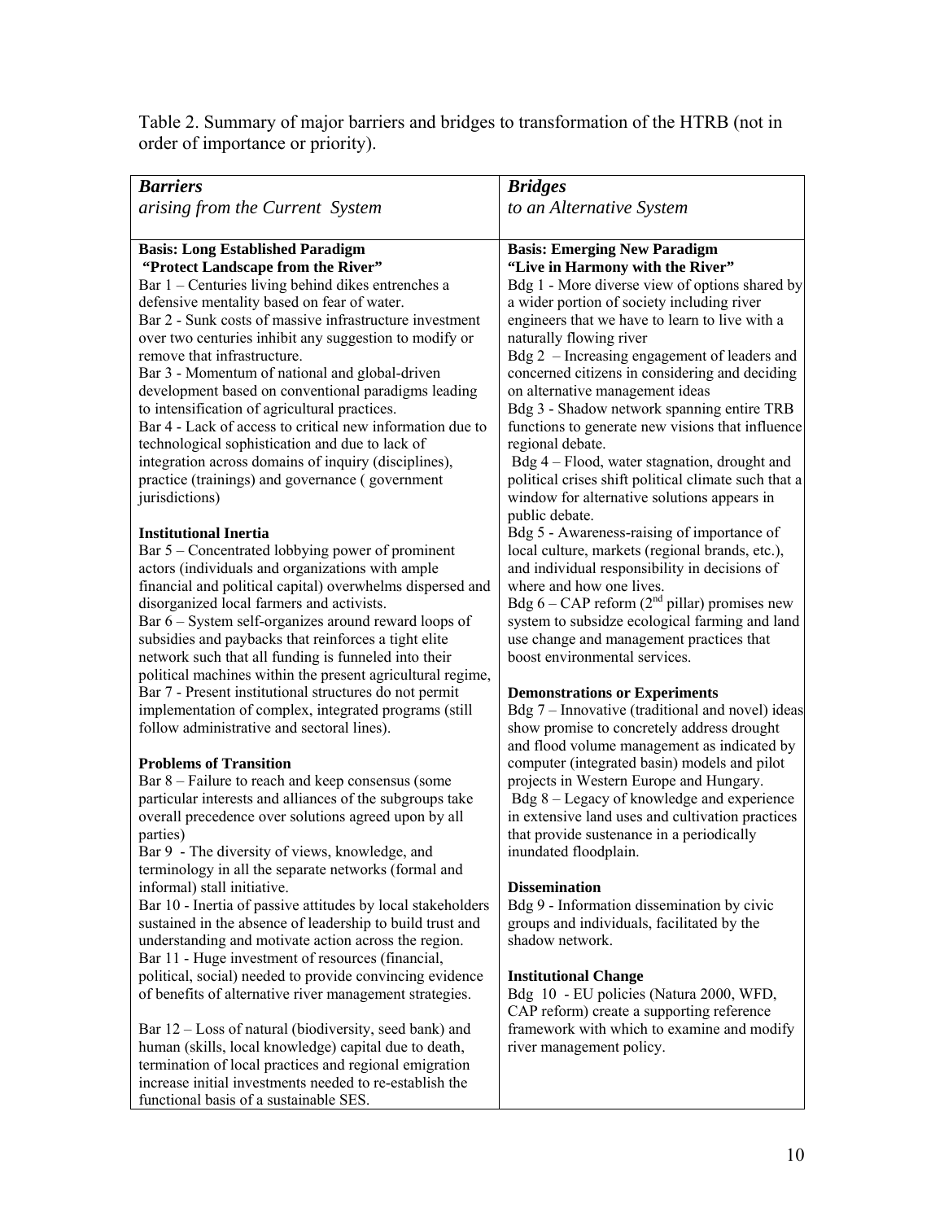Table 2. Summary of major barriers and bridges to transformation of the HTRB (not in order of importance or priority).

| ***Barriers*** *arising from the Current System* | ***Bridges*** *to an Alternative System* |
|---|---|
| **Basis: Long Established Paradigm "Protect Landscape from the River"**<br>Bar 1 – Centuries living behind dikes entrenches a defensive mentality based on fear of water.<br>Bar 2 - Sunk costs of massive infrastructure investment over two centuries inhibit any suggestion to modify or remove that infrastructure.<br>Bar 3 - Momentum of national and global-driven development based on conventional paradigms leading to intensification of agricultural practices.<br>Bar 4 - Lack of access to critical new information due to technological sophistication and due to lack of integration across domains of inquiry (disciplines), practice (trainings) and governance ( government jurisdictions)<br><br>**Institutional Inertia**<br>Bar 5 – Concentrated lobbying power of prominent actors (individuals and organizations with ample financial and political capital) overwhelms dispersed and disorganized local farmers and activists.<br>Bar 6 – System self-organizes around reward loops of subsidies and paybacks that reinforces a tight elite network such that all funding is funneled into their political machines within the present agricultural regime,<br>Bar 7 - Present institutional structures do not permit implementation of complex, integrated programs (still follow administrative and sectoral lines).<br><br>**Problems of Transition**<br>Bar 8 – Failure to reach and keep consensus (some particular interests and alliances of the subgroups take overall precedence over solutions agreed upon by all parties)<br>Bar 9 - The diversity of views, knowledge, and terminology in all the separate networks (formal and informal) stall initiative.<br>Bar 10 - Inertia of passive attitudes by local stakeholders sustained in the absence of leadership to build trust and understanding and motivate action across the region.<br>Bar 11 - Huge investment of resources (financial, political, social) needed to provide convincing evidence of benefits of alternative river management strategies.<br><br>Bar 12 – Loss of natural (biodiversity, seed bank) and human (skills, local knowledge) capital due to death, termination of local practices and regional emigration increase initial investments needed to re-establish the functional basis of a sustainable SES. | **Basis: Emerging New Paradigm "Live in Harmony with the River"**<br>Bdg 1 - More diverse view of options shared by a wider portion of society including river engineers that we have to learn to live with a naturally flowing river<br>Bdg 2 – Increasing engagement of leaders and concerned citizens in considering and deciding on alternative management ideas<br>Bdg 3 - Shadow network spanning entire TRB functions to generate new visions that influence regional debate.<br>Bdg 4 – Flood, water stagnation, drought and political crises shift political climate such that a window for alternative solutions appears in public debate.<br>Bdg 5 - Awareness-raising of importance of local culture, markets (regional brands, etc.), and individual responsibility in decisions of where and how one lives.<br>Bdg 6 – CAP reform (2nd pillar) promises new system to subsidze ecological farming and land use change and management practices that boost environmental services.<br><br>**Demonstrations or Experiments**<br>Bdg 7 – Innovative (traditional and novel) ideas show promise to concretely address drought and flood volume management as indicated by computer (integrated basin) models and pilot projects in Western Europe and Hungary.<br>Bdg 8 – Legacy of knowledge and experience in extensive land uses and cultivation practices that provide sustenance in a periodically inundated floodplain.<br><br>**Dissemination**<br>Bdg 9 - Information dissemination by civic groups and individuals, facilitated by the shadow network.<br><br>**Institutional Change**<br>Bdg 10 - EU policies (Natura 2000, WFD, CAP reform) create a supporting reference framework with which to examine and modify river management policy. |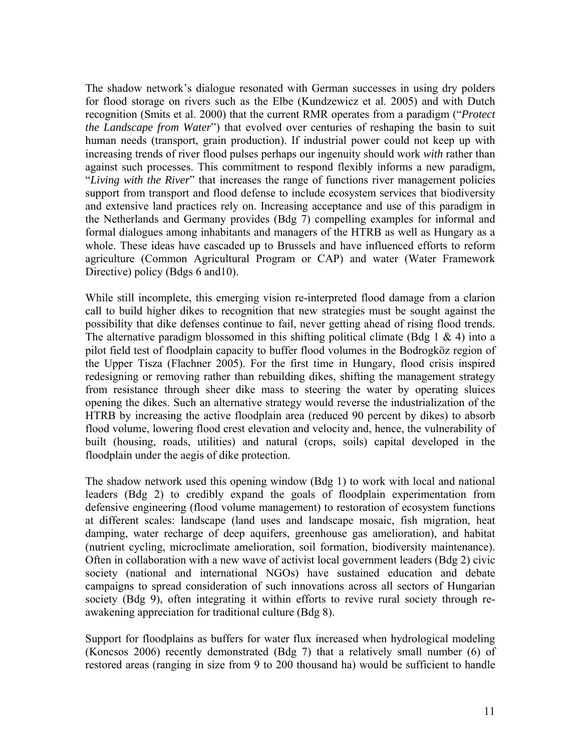The shadow network's dialogue resonated with German successes in using dry polders for flood storage on rivers such as the Elbe (Kundzewicz et al. 2005) and with Dutch recognition (Smits et al. 2000) that the current RMR operates from a paradigm ("*Protect the Landscape from Water*") that evolved over centuries of reshaping the basin to suit human needs (transport, grain production). If industrial power could not keep up with increasing trends of river flood pulses perhaps our ingenuity should work *with* rather than against such processes. This commitment to respond flexibly informs a new paradigm, "*Living with the River*" that increases the range of functions river management policies support from transport and flood defense to include ecosystem services that biodiversity and extensive land practices rely on. Increasing acceptance and use of this paradigm in the Netherlands and Germany provides (Bdg 7) compelling examples for informal and formal dialogues among inhabitants and managers of the HTRB as well as Hungary as a whole. These ideas have cascaded up to Brussels and have influenced efforts to reform agriculture (Common Agricultural Program or CAP) and water (Water Framework Directive) policy (Bdgs 6 and10).

While still incomplete, this emerging vision re-interpreted flood damage from a clarion call to build higher dikes to recognition that new strategies must be sought against the possibility that dike defenses continue to fail, never getting ahead of rising flood trends. The alternative paradigm blossomed in this shifting political climate (Bdg 1 & 4) into a pilot field test of floodplain capacity to buffer flood volumes in the Bodrogköz region of the Upper Tisza (Flachner 2005). For the first time in Hungary, flood crisis inspired redesigning or removing rather than rebuilding dikes, shifting the management strategy from resistance through sheer dike mass to steering the water by operating sluices opening the dikes. Such an alternative strategy would reverse the industrialization of the HTRB by increasing the active floodplain area (reduced 90 percent by dikes) to absorb flood volume, lowering flood crest elevation and velocity and, hence, the vulnerability of built (housing, roads, utilities) and natural (crops, soils) capital developed in the floodplain under the aegis of dike protection.

The shadow network used this opening window (Bdg 1) to work with local and national leaders (Bdg 2) to credibly expand the goals of floodplain experimentation from defensive engineering (flood volume management) to restoration of ecosystem functions at different scales: landscape (land uses and landscape mosaic, fish migration, heat damping, water recharge of deep aquifers, greenhouse gas amelioration), and habitat (nutrient cycling, microclimate amelioration, soil formation, biodiversity maintenance). Often in collaboration with a new wave of activist local government leaders (Bdg 2) civic society (national and international NGOs) have sustained education and debate campaigns to spread consideration of such innovations across all sectors of Hungarian society (Bdg 9), often integrating it within efforts to revive rural society through re-awakening appreciation for traditional culture (Bdg 8).

Support for floodplains as buffers for water flux increased when hydrological modeling (Koncsos 2006) recently demonstrated (Bdg 7) that a relatively small number (6) of restored areas (ranging in size from 9 to 200 thousand ha) would be sufficient to handle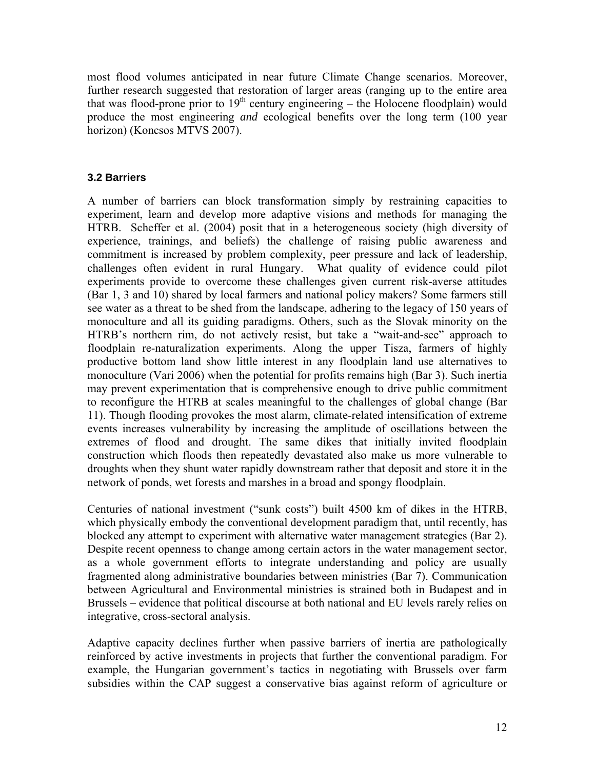most flood volumes anticipated in near future Climate Change scenarios. Moreover, further research suggested that restoration of larger areas (ranging up to the entire area that was flood-prone prior to 19th century engineering – the Holocene floodplain) would produce the most engineering *and* ecological benefits over the long term (100 year horizon) (Koncsos MTVS 2007).

### 3.2 Barriers

A number of barriers can block transformation simply by restraining capacities to experiment, learn and develop more adaptive visions and methods for managing the HTRB. Scheffer et al. (2004) posit that in a heterogeneous society (high diversity of experience, trainings, and beliefs) the challenge of raising public awareness and commitment is increased by problem complexity, peer pressure and lack of leadership, challenges often evident in rural Hungary. What quality of evidence could pilot experiments provide to overcome these challenges given current risk-averse attitudes (Bar 1, 3 and 10) shared by local farmers and national policy makers? Some farmers still see water as a threat to be shed from the landscape, adhering to the legacy of 150 years of monoculture and all its guiding paradigms. Others, such as the Slovak minority on the HTRB's northern rim, do not actively resist, but take a "wait-and-see" approach to floodplain re-naturalization experiments. Along the upper Tisza, farmers of highly productive bottom land show little interest in any floodplain land use alternatives to monoculture (Vari 2006) when the potential for profits remains high (Bar 3). Such inertia may prevent experimentation that is comprehensive enough to drive public commitment to reconfigure the HTRB at scales meaningful to the challenges of global change (Bar 11). Though flooding provokes the most alarm, climate-related intensification of extreme events increases vulnerability by increasing the amplitude of oscillations between the extremes of flood and drought. The same dikes that initially invited floodplain construction which floods then repeatedly devastated also make us more vulnerable to droughts when they shunt water rapidly downstream rather that deposit and store it in the network of ponds, wet forests and marshes in a broad and spongy floodplain.

Centuries of national investment ("sunk costs") built 4500 km of dikes in the HTRB, which physically embody the conventional development paradigm that, until recently, has blocked any attempt to experiment with alternative water management strategies (Bar 2). Despite recent openness to change among certain actors in the water management sector, as a whole government efforts to integrate understanding and policy are usually fragmented along administrative boundaries between ministries (Bar 7). Communication between Agricultural and Environmental ministries is strained both in Budapest and in Brussels – evidence that political discourse at both national and EU levels rarely relies on integrative, cross-sectoral analysis.

Adaptive capacity declines further when passive barriers of inertia are pathologically reinforced by active investments in projects that further the conventional paradigm. For example, the Hungarian government's tactics in negotiating with Brussels over farm subsidies within the CAP suggest a conservative bias against reform of agriculture or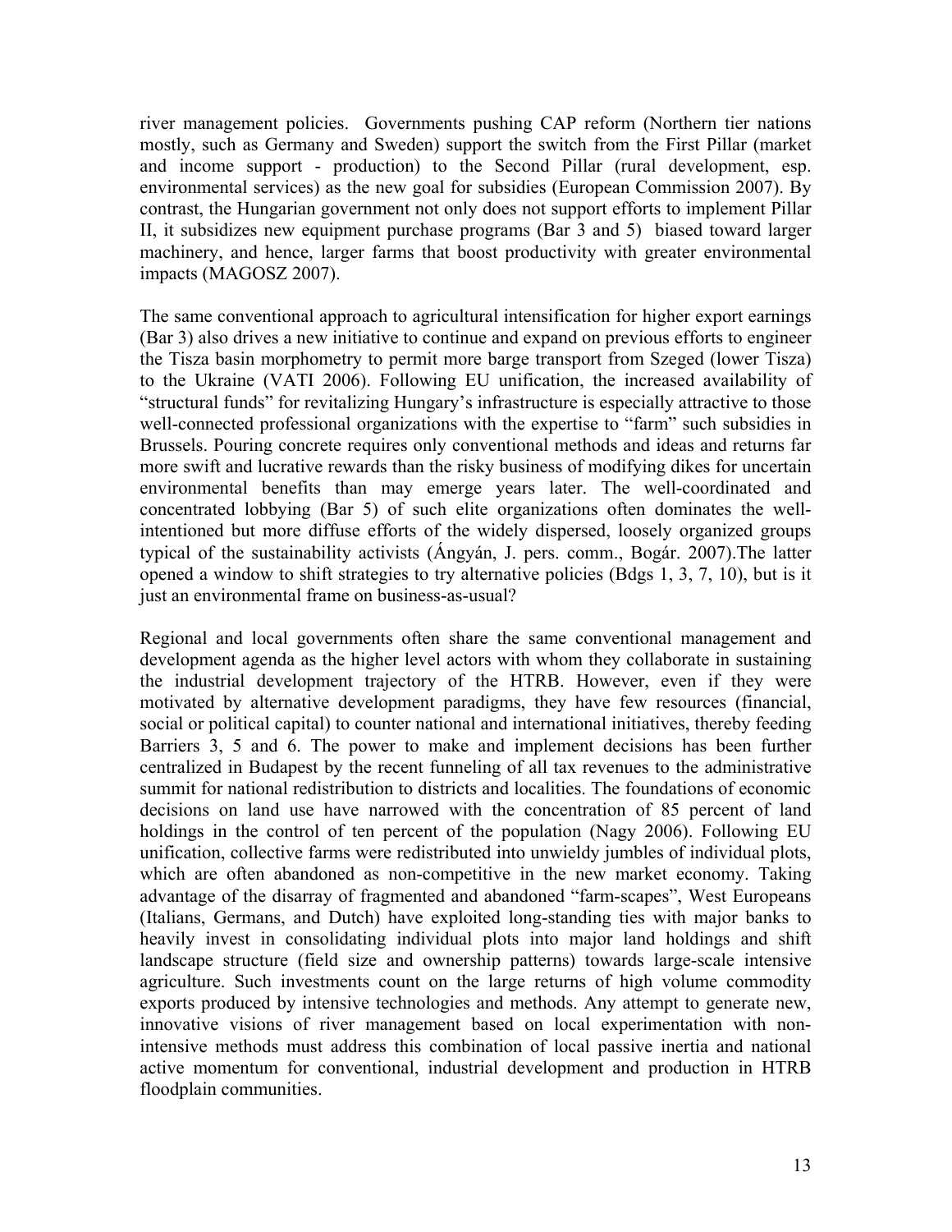river management policies. Governments pushing CAP reform (Northern tier nations mostly, such as Germany and Sweden) support the switch from the First Pillar (market and income support - production) to the Second Pillar (rural development, esp. environmental services) as the new goal for subsidies (European Commission 2007). By contrast, the Hungarian government not only does not support efforts to implement Pillar II, it subsidizes new equipment purchase programs (Bar 3 and 5) biased toward larger machinery, and hence, larger farms that boost productivity with greater environmental impacts (MAGOSZ 2007).

The same conventional approach to agricultural intensification for higher export earnings (Bar 3) also drives a new initiative to continue and expand on previous efforts to engineer the Tisza basin morphometry to permit more barge transport from Szeged (lower Tisza) to the Ukraine (VATI 2006). Following EU unification, the increased availability of "structural funds" for revitalizing Hungary's infrastructure is especially attractive to those well-connected professional organizations with the expertise to "farm" such subsidies in Brussels. Pouring concrete requires only conventional methods and ideas and returns far more swift and lucrative rewards than the risky business of modifying dikes for uncertain environmental benefits than may emerge years later. The well-coordinated and concentrated lobbying (Bar 5) of such elite organizations often dominates the well-intentioned but more diffuse efforts of the widely dispersed, loosely organized groups typical of the sustainability activists (Ángyán, J. pers. comm., Bogár. 2007).The latter opened a window to shift strategies to try alternative policies (Bdgs 1, 3, 7, 10), but is it just an environmental frame on business-as-usual?

Regional and local governments often share the same conventional management and development agenda as the higher level actors with whom they collaborate in sustaining the industrial development trajectory of the HTRB. However, even if they were motivated by alternative development paradigms, they have few resources (financial, social or political capital) to counter national and international initiatives, thereby feeding Barriers 3, 5 and 6. The power to make and implement decisions has been further centralized in Budapest by the recent funneling of all tax revenues to the administrative summit for national redistribution to districts and localities. The foundations of economic decisions on land use have narrowed with the concentration of 85 percent of land holdings in the control of ten percent of the population (Nagy 2006). Following EU unification, collective farms were redistributed into unwieldy jumbles of individual plots, which are often abandoned as non-competitive in the new market economy. Taking advantage of the disarray of fragmented and abandoned "farm-scapes", West Europeans (Italians, Germans, and Dutch) have exploited long-standing ties with major banks to heavily invest in consolidating individual plots into major land holdings and shift landscape structure (field size and ownership patterns) towards large-scale intensive agriculture. Such investments count on the large returns of high volume commodity exports produced by intensive technologies and methods. Any attempt to generate new, innovative visions of river management based on local experimentation with non-intensive methods must address this combination of local passive inertia and national active momentum for conventional, industrial development and production in HTRB floodplain communities.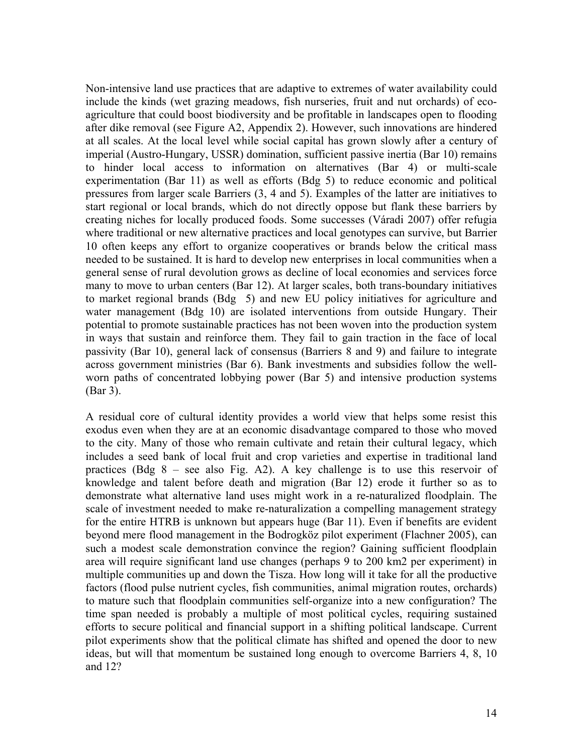Non-intensive land use practices that are adaptive to extremes of water availability could include the kinds (wet grazing meadows, fish nurseries, fruit and nut orchards) of eco-agriculture that could boost biodiversity and be profitable in landscapes open to flooding after dike removal (see Figure A2, Appendix 2). However, such innovations are hindered at all scales. At the local level while social capital has grown slowly after a century of imperial (Austro-Hungary, USSR) domination, sufficient passive inertia (Bar 10) remains to hinder local access to information on alternatives (Bar 4) or multi-scale experimentation (Bar 11) as well as efforts (Bdg 5) to reduce economic and political pressures from larger scale Barriers (3, 4 and 5). Examples of the latter are initiatives to start regional or local brands, which do not directly oppose but flank these barriers by creating niches for locally produced foods. Some successes (Váradi 2007) offer refugia where traditional or new alternative practices and local genotypes can survive, but Barrier 10 often keeps any effort to organize cooperatives or brands below the critical mass needed to be sustained. It is hard to develop new enterprises in local communities when a general sense of rural devolution grows as decline of local economies and services force many to move to urban centers (Bar 12). At larger scales, both trans-boundary initiatives to market regional brands (Bdg 5) and new EU policy initiatives for agriculture and water management (Bdg 10) are isolated interventions from outside Hungary. Their potential to promote sustainable practices has not been woven into the production system in ways that sustain and reinforce them. They fail to gain traction in the face of local passivity (Bar 10), general lack of consensus (Barriers 8 and 9) and failure to integrate across government ministries (Bar 6). Bank investments and subsidies follow the well-worn paths of concentrated lobbying power (Bar 5) and intensive production systems (Bar 3).

A residual core of cultural identity provides a world view that helps some resist this exodus even when they are at an economic disadvantage compared to those who moved to the city. Many of those who remain cultivate and retain their cultural legacy, which includes a seed bank of local fruit and crop varieties and expertise in traditional land practices (Bdg 8 – see also Fig. A2). A key challenge is to use this reservoir of knowledge and talent before death and migration (Bar 12) erode it further so as to demonstrate what alternative land uses might work in a re-naturalized floodplain. The scale of investment needed to make re-naturalization a compelling management strategy for the entire HTRB is unknown but appears huge (Bar 11). Even if benefits are evident beyond mere flood management in the Bodrogköz pilot experiment (Flachner 2005), can such a modest scale demonstration convince the region? Gaining sufficient floodplain area will require significant land use changes (perhaps 9 to 200 km2 per experiment) in multiple communities up and down the Tisza. How long will it take for all the productive factors (flood pulse nutrient cycles, fish communities, animal migration routes, orchards) to mature such that floodplain communities self-organize into a new configuration? The time span needed is probably a multiple of most political cycles, requiring sustained efforts to secure political and financial support in a shifting political landscape. Current pilot experiments show that the political climate has shifted and opened the door to new ideas, but will that momentum be sustained long enough to overcome Barriers 4, 8, 10 and 12?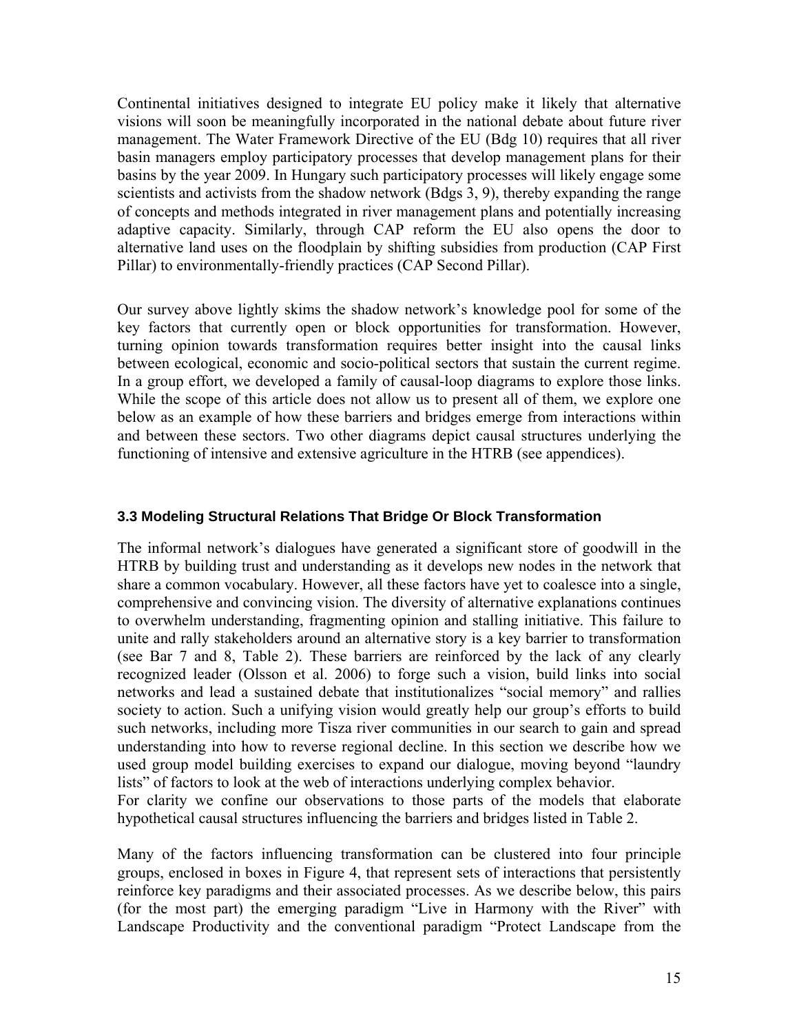Continental initiatives designed to integrate EU policy make it likely that alternative visions will soon be meaningfully incorporated in the national debate about future river management. The Water Framework Directive of the EU (Bdg 10) requires that all river basin managers employ participatory processes that develop management plans for their basins by the year 2009. In Hungary such participatory processes will likely engage some scientists and activists from the shadow network (Bdgs 3, 9), thereby expanding the range of concepts and methods integrated in river management plans and potentially increasing adaptive capacity. Similarly, through CAP reform the EU also opens the door to alternative land uses on the floodplain by shifting subsidies from production (CAP First Pillar) to environmentally-friendly practices (CAP Second Pillar).

Our survey above lightly skims the shadow network's knowledge pool for some of the key factors that currently open or block opportunities for transformation. However, turning opinion towards transformation requires better insight into the causal links between ecological, economic and socio-political sectors that sustain the current regime. In a group effort, we developed a family of causal-loop diagrams to explore those links. While the scope of this article does not allow us to present all of them, we explore one below as an example of how these barriers and bridges emerge from interactions within and between these sectors. Two other diagrams depict causal structures underlying the functioning of intensive and extensive agriculture in the HTRB (see appendices).

### 3.3 Modeling Structural Relations That Bridge Or Block Transformation

The informal network's dialogues have generated a significant store of goodwill in the HTRB by building trust and understanding as it develops new nodes in the network that share a common vocabulary. However, all these factors have yet to coalesce into a single, comprehensive and convincing vision. The diversity of alternative explanations continues to overwhelm understanding, fragmenting opinion and stalling initiative. This failure to unite and rally stakeholders around an alternative story is a key barrier to transformation (see Bar 7 and 8, Table 2). These barriers are reinforced by the lack of any clearly recognized leader (Olsson et al. 2006) to forge such a vision, build links into social networks and lead a sustained debate that institutionalizes "social memory" and rallies society to action. Such a unifying vision would greatly help our group's efforts to build such networks, including more Tisza river communities in our search to gain and spread understanding into how to reverse regional decline. In this section we describe how we used group model building exercises to expand our dialogue, moving beyond "laundry lists" of factors to look at the web of interactions underlying complex behavior.
For clarity we confine our observations to those parts of the models that elaborate hypothetical causal structures influencing the barriers and bridges listed in Table 2.

Many of the factors influencing transformation can be clustered into four principle groups, enclosed in boxes in Figure 4, that represent sets of interactions that persistently reinforce key paradigms and their associated processes. As we describe below, this pairs (for the most part) the emerging paradigm "Live in Harmony with the River" with Landscape Productivity and the conventional paradigm "Protect Landscape from the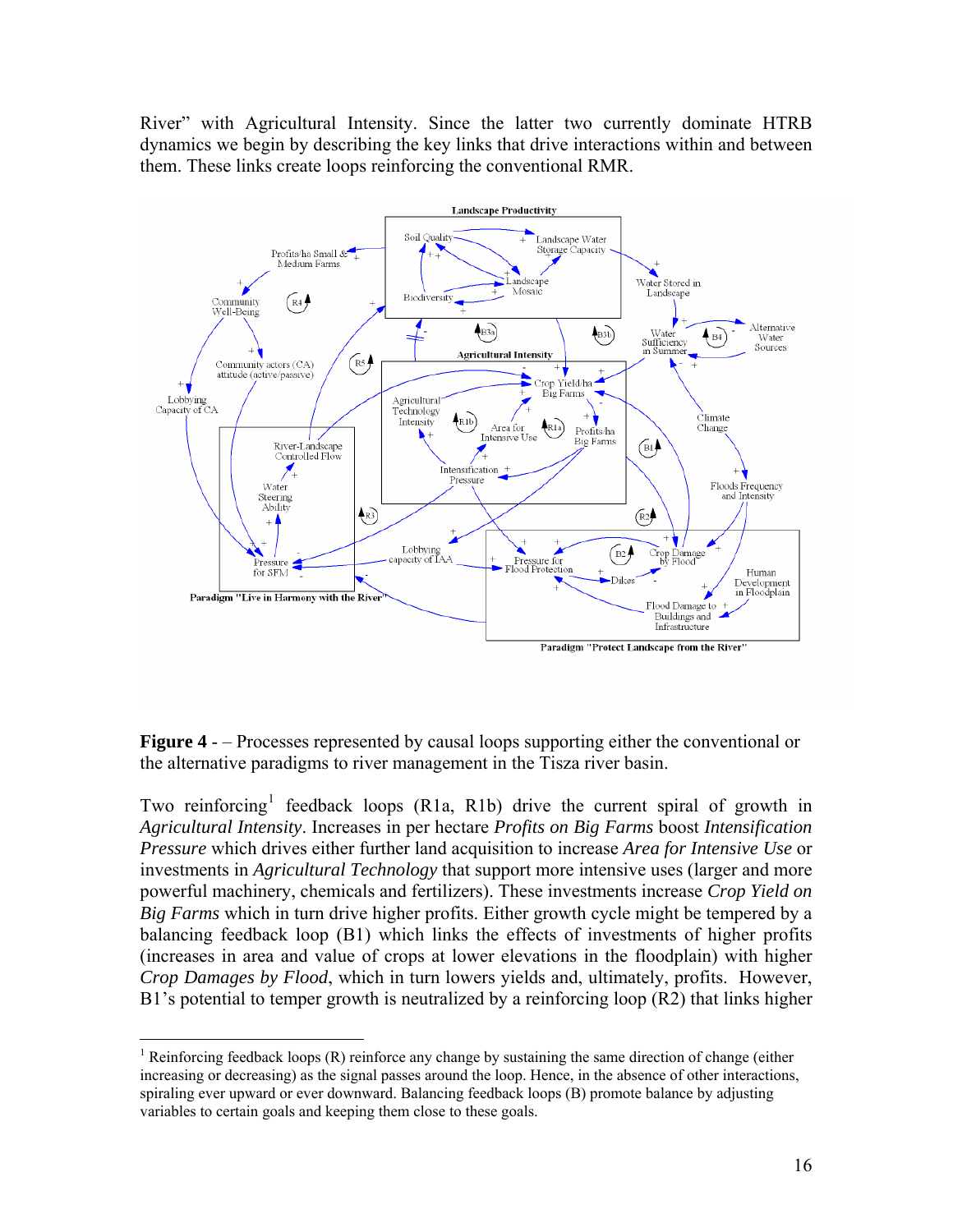River" with Agricultural Intensity. Since the latter two currently dominate HTRB dynamics we begin by describing the key links that drive interactions within and between them. These links create loops reinforcing the conventional RMR.

**Figure 4** - – Processes represented by causal loops supporting either the conventional or the alternative paradigms to river management in the Tisza river basin.

Two reinforcing[1] feedback loops (R1a, R1b) drive the current spiral of growth in *Agricultural Intensity*. Increases in per hectare *Profits on Big Farms* boost *Intensification Pressure* which drives either further land acquisition to increase *Area for Intensive Use* or investments in *Agricultural Technology* that support more intensive uses (larger and more powerful machinery, chemicals and fertilizers). These investments increase *Crop Yield on Big Farms* which in turn drive higher profits. Either growth cycle might be tempered by a balancing feedback loop (B1) which links the effects of investments of higher profits (increases in area and value of crops at lower elevations in the floodplain) with higher *Crop Damages by Flood*, which in turn lowers yields and, ultimately, profits. However, B1's potential to temper growth is neutralized by a reinforcing loop (R2) that links higher

---

[1] Reinforcing feedback loops (R) reinforce any change by sustaining the same direction of change (either increasing or decreasing) as the signal passes around the loop. Hence, in the absence of other interactions, spiraling ever upward or ever downward. Balancing feedback loops (B) promote balance by adjusting variables to certain goals and keeping them close to these goals.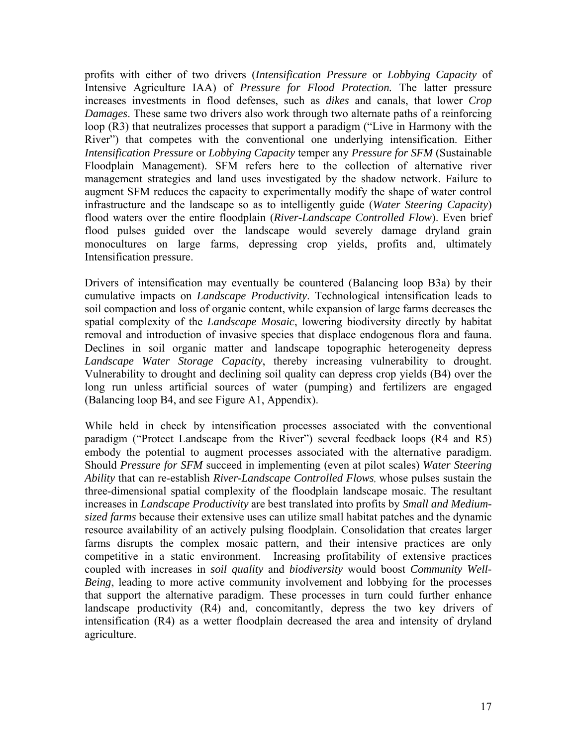profits with either of two drivers (*Intensification Pressure* or *Lobbying Capacity* of Intensive Agriculture IAA) of ***Pressure for Flood Protection.*** The latter pressure increases investments in flood defenses, such as *dikes* and canals, that lower *Crop Damages*. These same two drivers also work through two alternate paths of a reinforcing loop (R3) that neutralizes processes that support a paradigm ("Live in Harmony with the River") that competes with the conventional one underlying intensification. Either *Intensification Pressure* or *Lobbying Capacity* temper any *Pressure for SFM* (Sustainable Floodplain Management). SFM refers here to the collection of alternative river management strategies and land uses investigated by the shadow network. Failure to augment SFM reduces the capacity to experimentally modify the shape of water control infrastructure and the landscape so as to intelligently guide (*Water Steering Capacity*) flood waters over the entire floodplain (*River-Landscape Controlled Flow*). Even brief flood pulses guided over the landscape would severely damage dryland grain monocultures on large farms, depressing crop yields, profits and, ultimately Intensification pressure.

Drivers of intensification may eventually be countered (Balancing loop B3a) by their cumulative impacts on *Landscape Productivity*. Technological intensification leads to soil compaction and loss of organic content, while expansion of large farms decreases the spatial complexity of the *Landscape Mosaic*, lowering biodiversity directly by habitat removal and introduction of invasive species that displace endogenous flora and fauna. Declines in soil organic matter and landscape topographic heterogeneity depress *Landscape Water Storage Capacity*, thereby increasing vulnerability to drought. Vulnerability to drought and declining soil quality can depress crop yields (B4) over the long run unless artificial sources of water (pumping) and fertilizers are engaged (Balancing loop B4, and see Figure A1, Appendix).

While held in check by intensification processes associated with the conventional paradigm ("Protect Landscape from the River") several feedback loops (R4 and R5) embody the potential to augment processes associated with the alternative paradigm. Should *Pressure for SFM* succeed in implementing (even at pilot scales) *Water Steering Ability* that can re-establish *River-Landscape Controlled Flows*, whose pulses sustain the three-dimensional spatial complexity of the floodplain landscape mosaic. The resultant increases in *Landscape Productivity* are best translated into profits by *Small and Medium-sized farms* because their extensive uses can utilize small habitat patches and the dynamic resource availability of an actively pulsing floodplain. Consolidation that creates larger farms disrupts the complex mosaic pattern, and their intensive practices are only competitive in a static environment. Increasing profitability of extensive practices coupled with increases in *soil quality* and *biodiversity* would boost *Community Well-Being*, leading to more active community involvement and lobbying for the processes that support the alternative paradigm. These processes in turn could further enhance landscape productivity (R4) and, concomitantly, depress the two key drivers of intensification (R4) as a wetter floodplain decreased the area and intensity of dryland agriculture.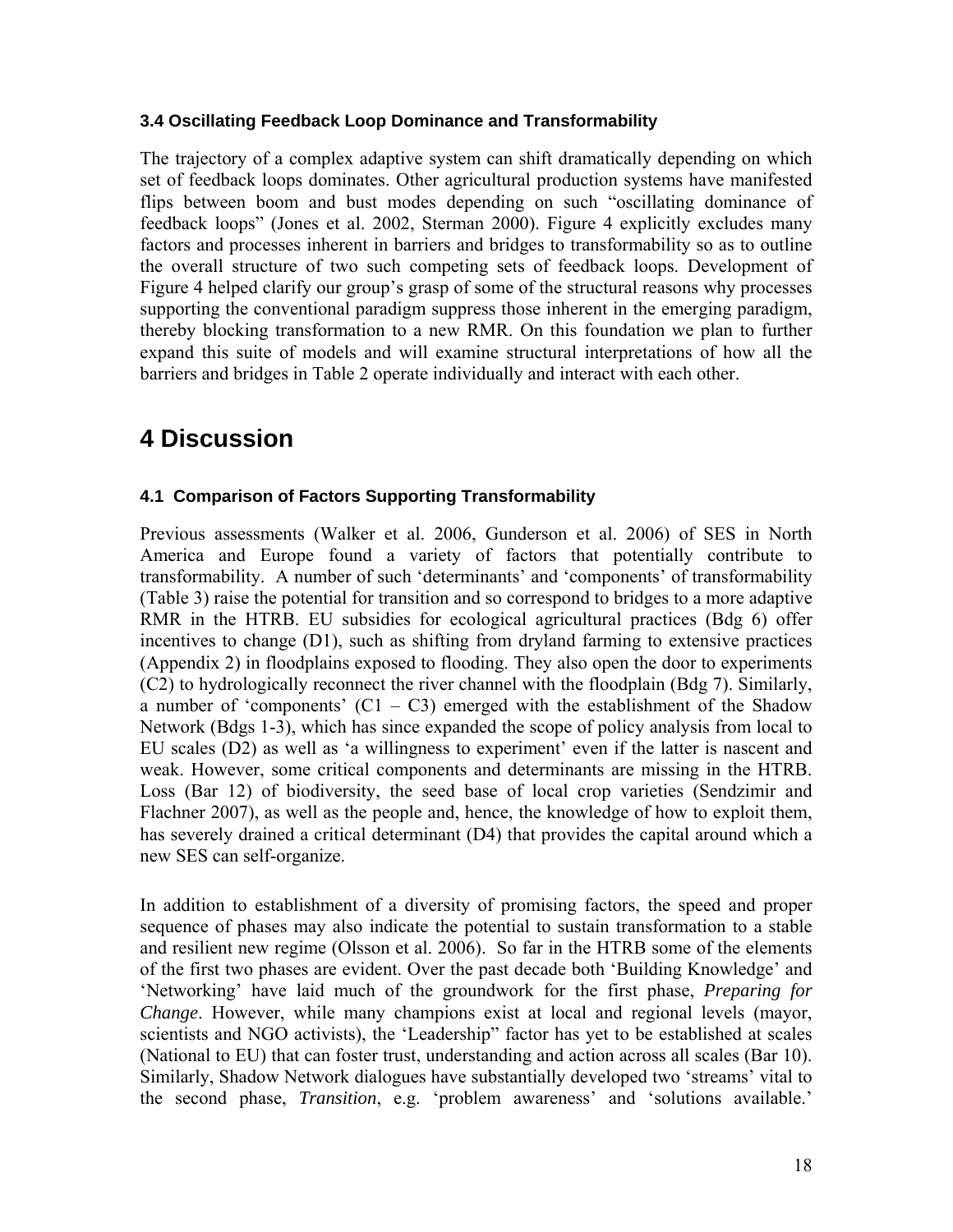### 3.4 Oscillating Feedback Loop Dominance and Transformability

The trajectory of a complex adaptive system can shift dramatically depending on which set of feedback loops dominates. Other agricultural production systems have manifested flips between boom and bust modes depending on such "oscillating dominance of feedback loops" (Jones et al. 2002, Sterman 2000). Figure 4 explicitly excludes many factors and processes inherent in barriers and bridges to transformability so as to outline the overall structure of two such competing sets of feedback loops. Development of Figure 4 helped clarify our group's grasp of some of the structural reasons why processes supporting the conventional paradigm suppress those inherent in the emerging paradigm, thereby blocking transformation to a new RMR. On this foundation we plan to further expand this suite of models and will examine structural interpretations of how all the barriers and bridges in Table 2 operate individually and interact with each other.

# 4 Discussion

### 4.1 Comparison of Factors Supporting Transformability

Previous assessments (Walker et al. 2006, Gunderson et al. 2006) of SES in North America and Europe found a variety of factors that potentially contribute to transformability. A number of such 'determinants' and 'components' of transformability (Table 3) raise the potential for transition and so correspond to bridges to a more adaptive RMR in the HTRB. EU subsidies for ecological agricultural practices (Bdg 6) offer incentives to change (D1), such as shifting from dryland farming to extensive practices (Appendix 2) in floodplains exposed to flooding. They also open the door to experiments (C2) to hydrologically reconnect the river channel with the floodplain (Bdg 7). Similarly, a number of 'components' (C1 – C3) emerged with the establishment of the Shadow Network (Bdgs 1-3), which has since expanded the scope of policy analysis from local to EU scales (D2) as well as 'a willingness to experiment' even if the latter is nascent and weak. However, some critical components and determinants are missing in the HTRB. Loss (Bar 12) of biodiversity, the seed base of local crop varieties (Sendzimir and Flachner 2007), as well as the people and, hence, the knowledge of how to exploit them, has severely drained a critical determinant (D4) that provides the capital around which a new SES can self-organize.

In addition to establishment of a diversity of promising factors, the speed and proper sequence of phases may also indicate the potential to sustain transformation to a stable and resilient new regime (Olsson et al. 2006). So far in the HTRB some of the elements of the first two phases are evident. Over the past decade both 'Building Knowledge' and 'Networking' have laid much of the groundwork for the first phase, *Preparing for Change*. However, while many champions exist at local and regional levels (mayor, scientists and NGO activists), the 'Leadership" factor has yet to be established at scales (National to EU) that can foster trust, understanding and action across all scales (Bar 10). Similarly, Shadow Network dialogues have substantially developed two 'streams' vital to the second phase, *Transition*, e.g. 'problem awareness' and 'solutions available.'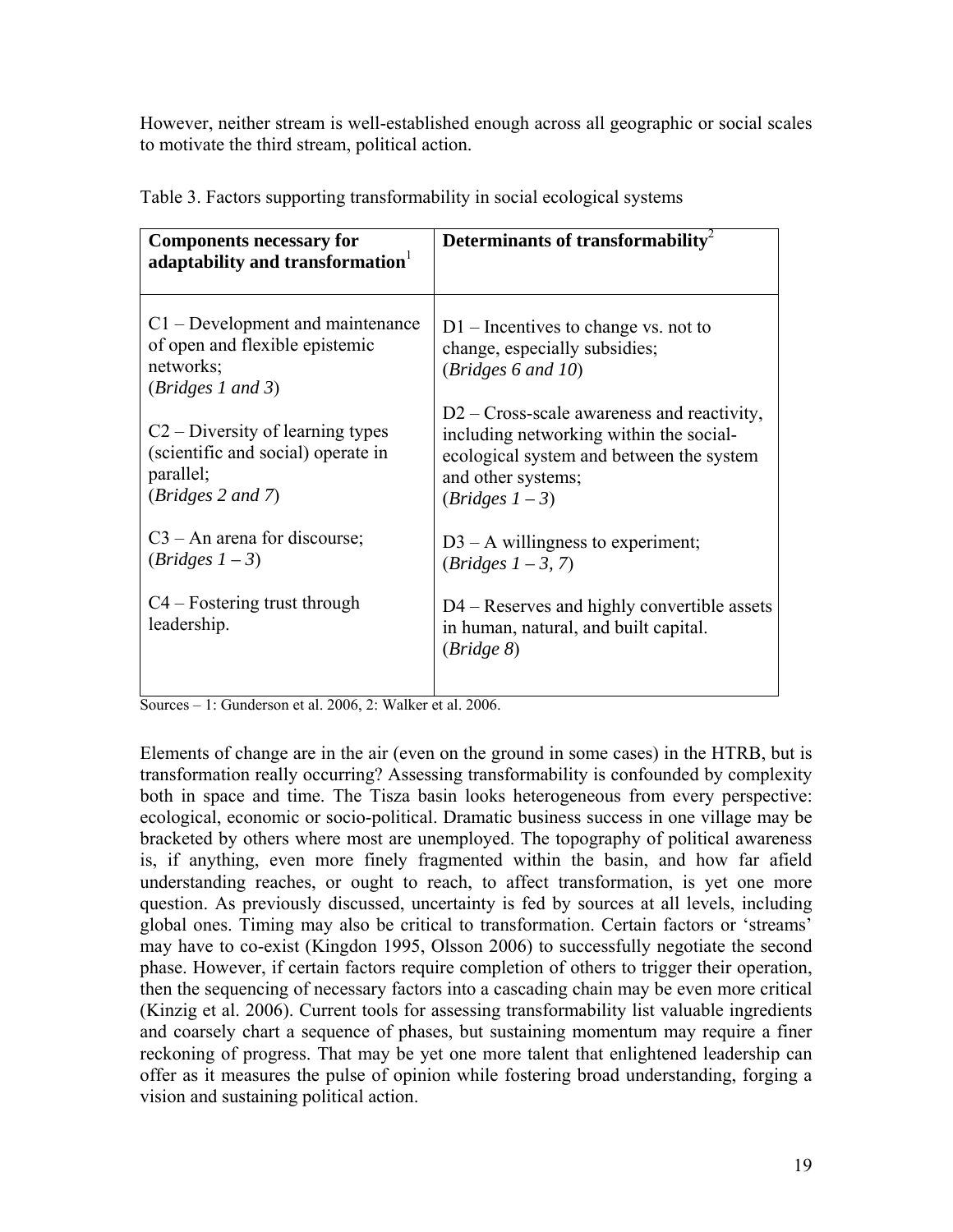However, neither stream is well-established enough across all geographic or social scales to motivate the third stream, political action.

Table 3. Factors supporting transformability in social ecological systems

| **Components necessary for adaptability and transformation**[1] | **Determinants of transformability**[2] |
| --- | --- |
| C1 – Development and maintenance of open and flexible epistemic networks; (*Bridges 1 and 3*) | D1 – Incentives to change vs. not to change, especially subsidies; (*Bridges 6 and 10*) |
| C2 – Diversity of learning types (scientific and social) operate in parallel; (*Bridges 2 and 7*) | D2 – Cross-scale awareness and reactivity, including networking within the social-ecological system and between the system and other systems; (*Bridges 1 – 3*) |
| C3 – An arena for discourse; (*Bridges 1 – 3*) | D3 – A willingness to experiment; (*Bridges 1 – 3, 7*) |
| C4 – Fostering trust through leadership. | D4 – Reserves and highly convertible assets in human, natural, and built capital. (*Bridge 8*) |

Sources – 1: Gunderson et al. 2006, 2: Walker et al. 2006.

Elements of change are in the air (even on the ground in some cases) in the HTRB, but is transformation really occurring? Assessing transformability is confounded by complexity both in space and time. The Tisza basin looks heterogeneous from every perspective: ecological, economic or socio-political. Dramatic business success in one village may be bracketed by others where most are unemployed. The topography of political awareness is, if anything, even more finely fragmented within the basin, and how far afield understanding reaches, or ought to reach, to affect transformation, is yet one more question. As previously discussed, uncertainty is fed by sources at all levels, including global ones. Timing may also be critical to transformation. Certain factors or 'streams' may have to co-exist (Kingdon 1995, Olsson 2006) to successfully negotiate the second phase. However, if certain factors require completion of others to trigger their operation, then the sequencing of necessary factors into a cascading chain may be even more critical (Kinzig et al. 2006). Current tools for assessing transformability list valuable ingredients and coarsely chart a sequence of phases, but sustaining momentum may require a finer reckoning of progress. That may be yet one more talent that enlightened leadership can offer as it measures the pulse of opinion while fostering broad understanding, forging a vision and sustaining political action.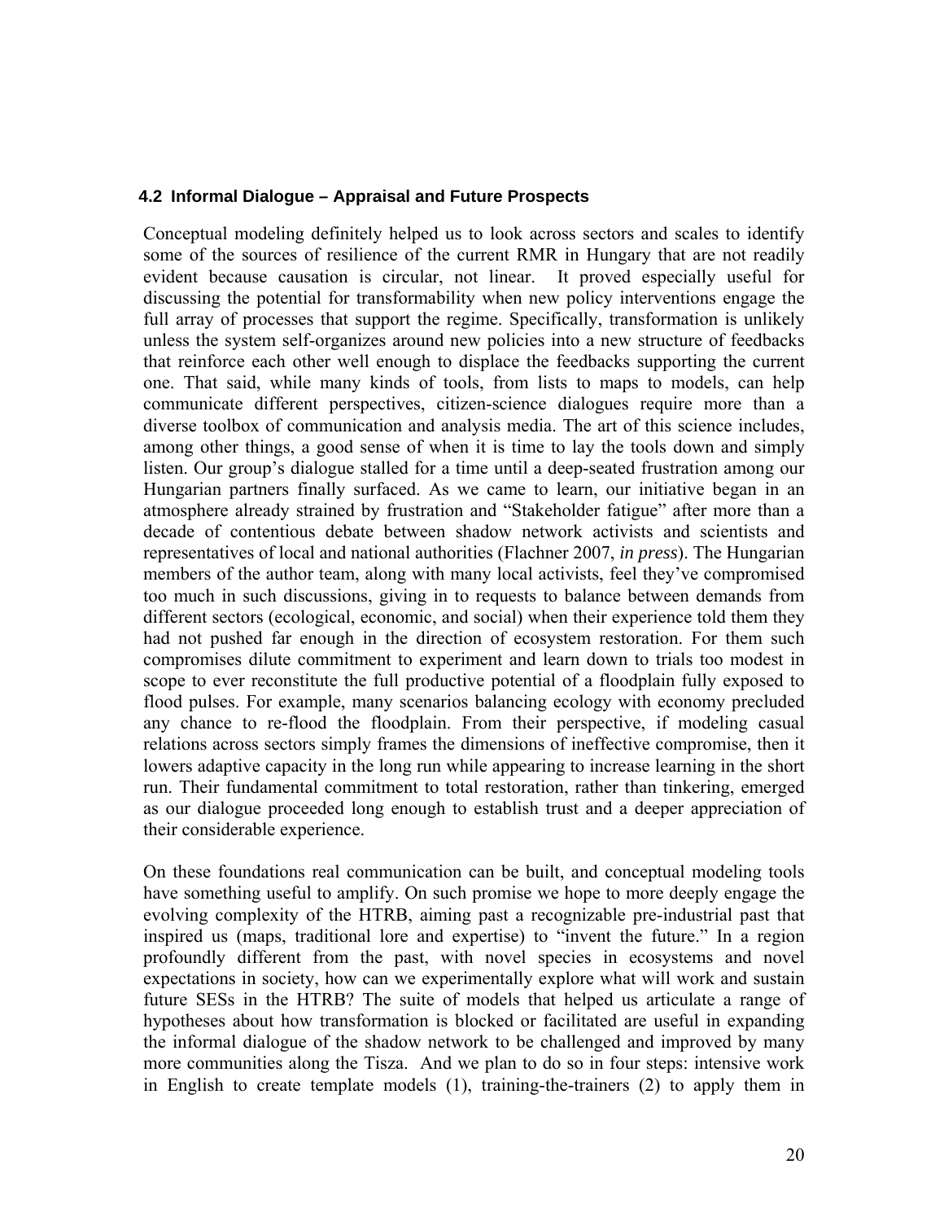### 4.2 Informal Dialogue – Appraisal and Future Prospects

Conceptual modeling definitely helped us to look across sectors and scales to identify some of the sources of resilience of the current RMR in Hungary that are not readily evident because causation is circular, not linear. It proved especially useful for discussing the potential for transformability when new policy interventions engage the full array of processes that support the regime. Specifically, transformation is unlikely unless the system self-organizes around new policies into a new structure of feedbacks that reinforce each other well enough to displace the feedbacks supporting the current one. That said, while many kinds of tools, from lists to maps to models, can help communicate different perspectives, citizen-science dialogues require more than a diverse toolbox of communication and analysis media. The art of this science includes, among other things, a good sense of when it is time to lay the tools down and simply listen. Our group's dialogue stalled for a time until a deep-seated frustration among our Hungarian partners finally surfaced. As we came to learn, our initiative began in an atmosphere already strained by frustration and "Stakeholder fatigue" after more than a decade of contentious debate between shadow network activists and scientists and representatives of local and national authorities (Flachner 2007, *in press*). The Hungarian members of the author team, along with many local activists, feel they've compromised too much in such discussions, giving in to requests to balance between demands from different sectors (ecological, economic, and social) when their experience told them they had not pushed far enough in the direction of ecosystem restoration. For them such compromises dilute commitment to experiment and learn down to trials too modest in scope to ever reconstitute the full productive potential of a floodplain fully exposed to flood pulses. For example, many scenarios balancing ecology with economy precluded any chance to re-flood the floodplain. From their perspective, if modeling casual relations across sectors simply frames the dimensions of ineffective compromise, then it lowers adaptive capacity in the long run while appearing to increase learning in the short run. Their fundamental commitment to total restoration, rather than tinkering, emerged as our dialogue proceeded long enough to establish trust and a deeper appreciation of their considerable experience.

On these foundations real communication can be built, and conceptual modeling tools have something useful to amplify. On such promise we hope to more deeply engage the evolving complexity of the HTRB, aiming past a recognizable pre-industrial past that inspired us (maps, traditional lore and expertise) to "invent the future." In a region profoundly different from the past, with novel species in ecosystems and novel expectations in society, how can we experimentally explore what will work and sustain future SESs in the HTRB? The suite of models that helped us articulate a range of hypotheses about how transformation is blocked or facilitated are useful in expanding the informal dialogue of the shadow network to be challenged and improved by many more communities along the Tisza. And we plan to do so in four steps: intensive work in English to create template models (1), training-the-trainers (2) to apply them in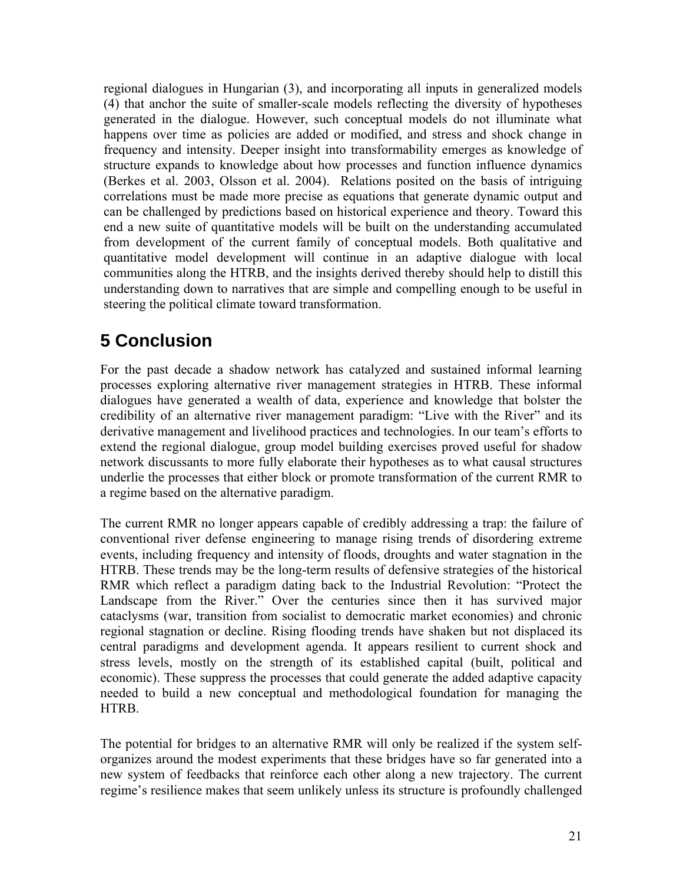regional dialogues in Hungarian (3), and incorporating all inputs in generalized models (4) that anchor the suite of smaller-scale models reflecting the diversity of hypotheses generated in the dialogue. However, such conceptual models do not illuminate what happens over time as policies are added or modified, and stress and shock change in frequency and intensity. Deeper insight into transformability emerges as knowledge of structure expands to knowledge about how processes and function influence dynamics (Berkes et al. 2003, Olsson et al. 2004). Relations posited on the basis of intriguing correlations must be made more precise as equations that generate dynamic output and can be challenged by predictions based on historical experience and theory. Toward this end a new suite of quantitative models will be built on the understanding accumulated from development of the current family of conceptual models. Both qualitative and quantitative model development will continue in an adaptive dialogue with local communities along the HTRB, and the insights derived thereby should help to distill this understanding down to narratives that are simple and compelling enough to be useful in steering the political climate toward transformation.

# 5 Conclusion

For the past decade a shadow network has catalyzed and sustained informal learning processes exploring alternative river management strategies in HTRB. These informal dialogues have generated a wealth of data, experience and knowledge that bolster the credibility of an alternative river management paradigm: "Live with the River" and its derivative management and livelihood practices and technologies. In our team's efforts to extend the regional dialogue, group model building exercises proved useful for shadow network discussants to more fully elaborate their hypotheses as to what causal structures underlie the processes that either block or promote transformation of the current RMR to a regime based on the alternative paradigm.

The current RMR no longer appears capable of credibly addressing a trap: the failure of conventional river defense engineering to manage rising trends of disordering extreme events, including frequency and intensity of floods, droughts and water stagnation in the HTRB. These trends may be the long-term results of defensive strategies of the historical RMR which reflect a paradigm dating back to the Industrial Revolution: "Protect the Landscape from the River." Over the centuries since then it has survived major cataclysms (war, transition from socialist to democratic market economies) and chronic regional stagnation or decline. Rising flooding trends have shaken but not displaced its central paradigms and development agenda. It appears resilient to current shock and stress levels, mostly on the strength of its established capital (built, political and economic). These suppress the processes that could generate the added adaptive capacity needed to build a new conceptual and methodological foundation for managing the HTRB.

The potential for bridges to an alternative RMR will only be realized if the system self-organizes around the modest experiments that these bridges have so far generated into a new system of feedbacks that reinforce each other along a new trajectory. The current regime's resilience makes that seem unlikely unless its structure is profoundly challenged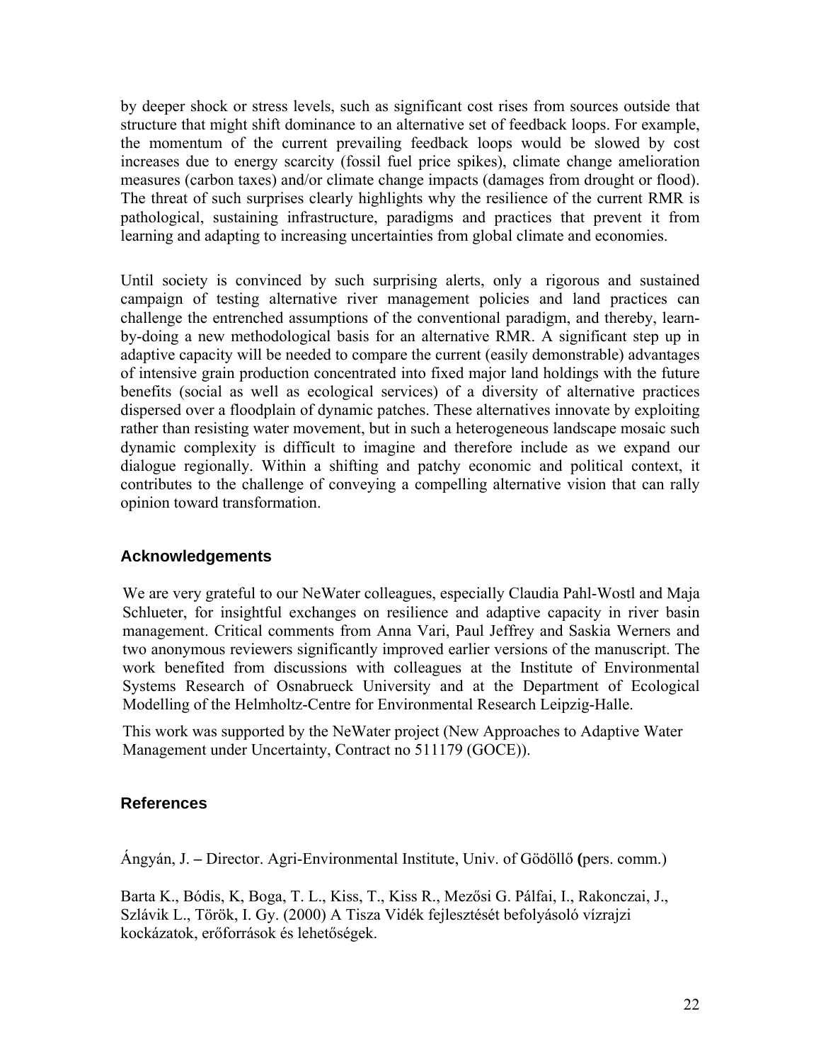by deeper shock or stress levels, such as significant cost rises from sources outside that structure that might shift dominance to an alternative set of feedback loops. For example, the momentum of the current prevailing feedback loops would be slowed by cost increases due to energy scarcity (fossil fuel price spikes), climate change amelioration measures (carbon taxes) and/or climate change impacts (damages from drought or flood). The threat of such surprises clearly highlights why the resilience of the current RMR is pathological, sustaining infrastructure, paradigms and practices that prevent it from learning and adapting to increasing uncertainties from global climate and economies.

Until society is convinced by such surprising alerts, only a rigorous and sustained campaign of testing alternative river management policies and land practices can challenge the entrenched assumptions of the conventional paradigm, and thereby, learn-by-doing a new methodological basis for an alternative RMR. A significant step up in adaptive capacity will be needed to compare the current (easily demonstrable) advantages of intensive grain production concentrated into fixed major land holdings with the future benefits (social as well as ecological services) of a diversity of alternative practices dispersed over a floodplain of dynamic patches. These alternatives innovate by exploiting rather than resisting water movement, but in such a heterogeneous landscape mosaic such dynamic complexity is difficult to imagine and therefore include as we expand our dialogue regionally. Within a shifting and patchy economic and political context, it contributes to the challenge of conveying a compelling alternative vision that can rally opinion toward transformation.

## Acknowledgements

We are very grateful to our NeWater colleagues, especially Claudia Pahl-Wostl and Maja Schlueter, for insightful exchanges on resilience and adaptive capacity in river basin management. Critical comments from Anna Vari, Paul Jeffrey and Saskia Werners and two anonymous reviewers significantly improved earlier versions of the manuscript. The work benefited from discussions with colleagues at the Institute of Environmental Systems Research of Osnabrueck University and at the Department of Ecological Modelling of the Helmholtz-Centre for Environmental Research Leipzig-Halle.

This work was supported by the NeWater project (New Approaches to Adaptive Water Management under Uncertainty, Contract no 511179 (GOCE)).

## References

Ángyán, J. **–** Director. Agri-Environmental Institute, Univ. of Gödöllő **(**pers. comm.)

Barta K., Bódis, K, Boga, T. L., Kiss, T., Kiss R., Mezősi G. Pálfai, I., Rakonczai, J., Szlávik L., Török, I. Gy. (2000) A Tisza Vidék fejlesztését befolyásoló vízrajzi kockázatok, erőforrások és lehetőségek.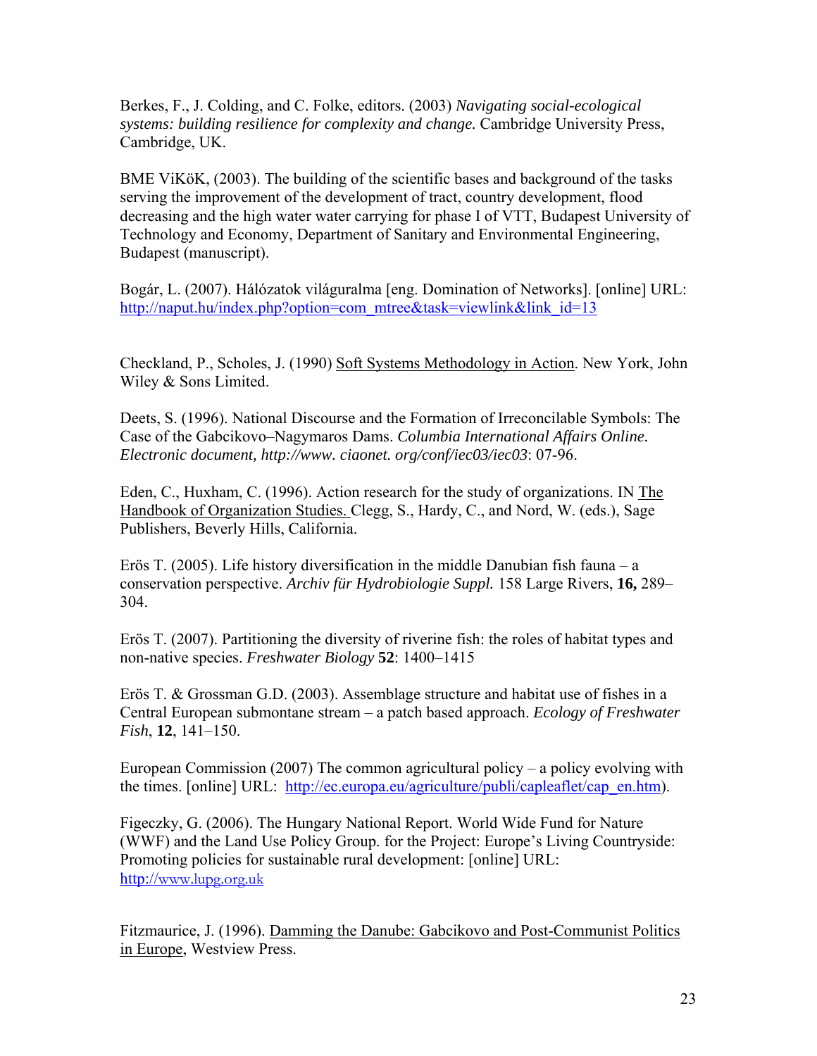Berkes, F., J. Colding, and C. Folke, editors. (2003) *Navigating social-ecological systems: building resilience for complexity and change.* Cambridge University Press, Cambridge, UK.

BME ViKöK, (2003). The building of the scientific bases and background of the tasks serving the improvement of the development of tract, country development, flood decreasing and the high water water carrying for phase I of VTT, Budapest University of Technology and Economy, Department of Sanitary and Environmental Engineering, Budapest (manuscript).

Bogár, L. (2007). Hálózatok világuralma [eng. Domination of Networks]. [online] URL: http://naput.hu/index.php?option=com_mtree&task=viewlink&link_id=13

Checkland, P., Scholes, J. (1990) Soft Systems Methodology in Action. New York, John Wiley & Sons Limited.

Deets, S. (1996). National Discourse and the Formation of Irreconcilable Symbols: The Case of the Gabcikovo–Nagymaros Dams. *Columbia International Affairs Online. Electronic document, http://www. ciaonet. org/conf/iec03/iec03*: 07-96.

Eden, C., Huxham, C. (1996). Action research for the study of organizations. IN The Handbook of Organization Studies. Clegg, S., Hardy, C., and Nord, W. (eds.), Sage Publishers, Beverly Hills, California.

Erös T. (2005). Life history diversification in the middle Danubian fish fauna – a conservation perspective. *Archiv für Hydrobiologie Suppl.* 158 Large Rivers, **16,** 289–304.

Erös T. (2007). Partitioning the diversity of riverine fish: the roles of habitat types and non-native species. *Freshwater Biology* **52**: 1400–1415

Erös T. & Grossman G.D. (2003). Assemblage structure and habitat use of fishes in a Central European submontane stream – a patch based approach. *Ecology of Freshwater Fish*, **12**, 141–150.

European Commission (2007) The common agricultural policy – a policy evolving with the times. [online] URL: http://ec.europa.eu/agriculture/publi/capleaflet/cap_en.htm).

Figeczky, G. (2006). The Hungary National Report. World Wide Fund for Nature (WWF) and the Land Use Policy Group. for the Project: Europe's Living Countryside: Promoting policies for sustainable rural development: [online] URL: http://www.lupg.org.uk

Fitzmaurice, J. (1996). Damming the Danube: Gabcikovo and Post-Communist Politics in Europe, Westview Press.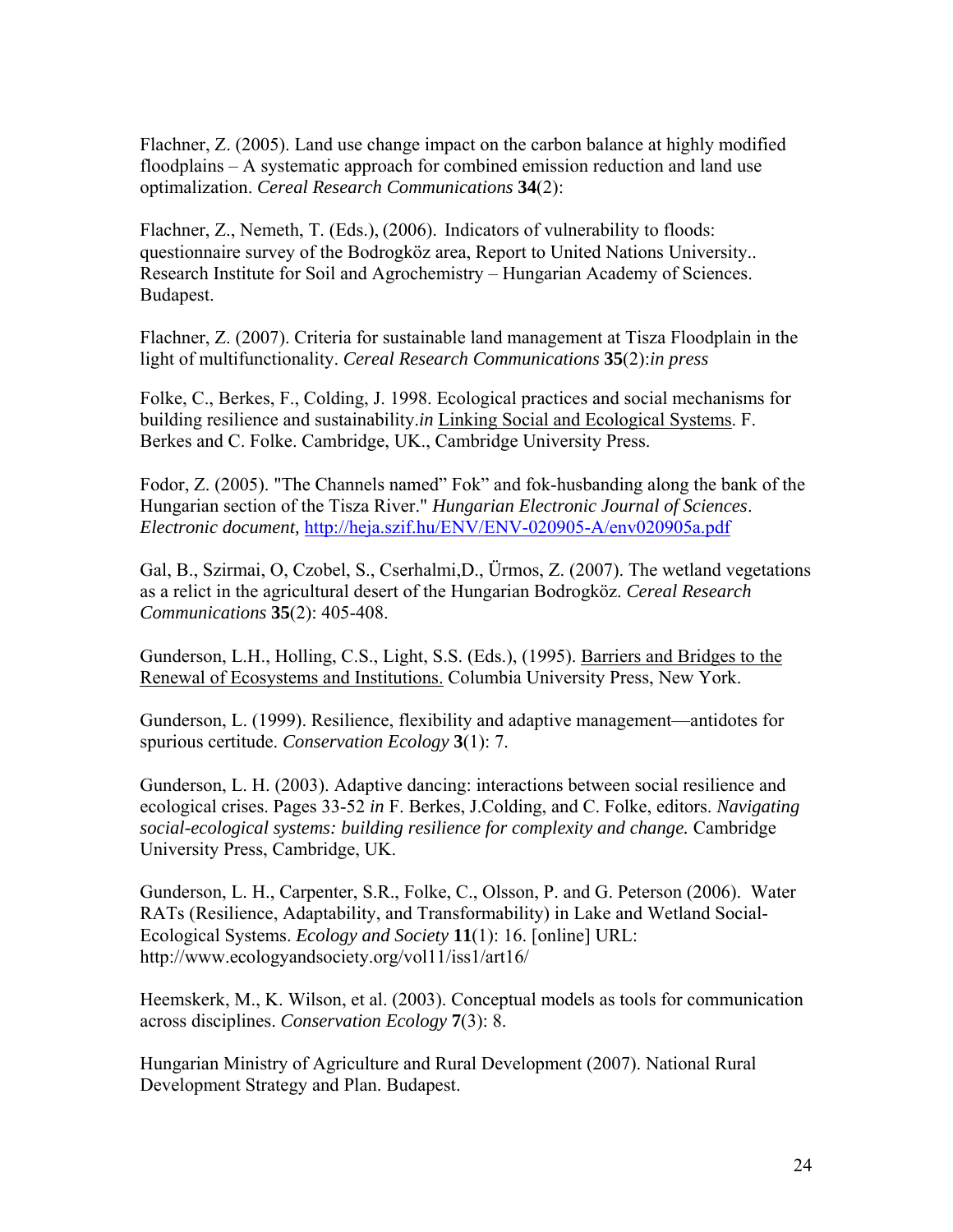Flachner, Z. (2005). Land use change impact on the carbon balance at highly modified floodplains – A systematic approach for combined emission reduction and land use optimalization. *Cereal Research Communications* **34**(2):

Flachner, Z., Nemeth, T. (Eds.), (2006). Indicators of vulnerability to floods: questionnaire survey of the Bodrogköz area, Report to United Nations University.. Research Institute for Soil and Agrochemistry – Hungarian Academy of Sciences. Budapest.

Flachner, Z. (2007). Criteria for sustainable land management at Tisza Floodplain in the light of multifunctionality. *Cereal Research Communications* **35**(2):*in press*

Folke, C., Berkes, F., Colding, J. 1998. Ecological practices and social mechanisms for building resilience and sustainability.*in* Linking Social and Ecological Systems. F. Berkes and C. Folke. Cambridge, UK., Cambridge University Press.

Fodor, Z. (2005). "The Channels named" Fok" and fok-husbanding along the bank of the Hungarian section of the Tisza River." *Hungarian Electronic Journal of Sciences*. *Electronic document,* http://heja.szif.hu/ENV/ENV-020905-A/env020905a.pdf

Gal, B., Szirmai, O, Czobel, S., Cserhalmi,D., Ürmos, Z. (2007). The wetland vegetations as a relict in the agricultural desert of the Hungarian Bodrogköz. *Cereal Research Communications* **35**(2): 405-408.

Gunderson, L.H., Holling, C.S., Light, S.S. (Eds.), (1995). Barriers and Bridges to the Renewal of Ecosystems and Institutions. Columbia University Press, New York.

Gunderson, L. (1999). Resilience, flexibility and adaptive management—antidotes for spurious certitude. *Conservation Ecology* **3**(1): 7.

Gunderson, L. H. (2003). Adaptive dancing: interactions between social resilience and ecological crises. Pages 33-52 *in* F. Berkes, J.Colding, and C. Folke, editors. *Navigating social-ecological systems: building resilience for complexity and change.* Cambridge University Press, Cambridge, UK.

Gunderson, L. H., Carpenter, S.R., Folke, C., Olsson, P. and G. Peterson (2006). Water RATs (Resilience, Adaptability, and Transformability) in Lake and Wetland Social-Ecological Systems. *Ecology and Society* **11**(1): 16. [online] URL: http://www.ecologyandsociety.org/vol11/iss1/art16/

Heemskerk, M., K. Wilson, et al. (2003). Conceptual models as tools for communication across disciplines. *Conservation Ecology* **7**(3): 8.

Hungarian Ministry of Agriculture and Rural Development (2007). National Rural Development Strategy and Plan. Budapest.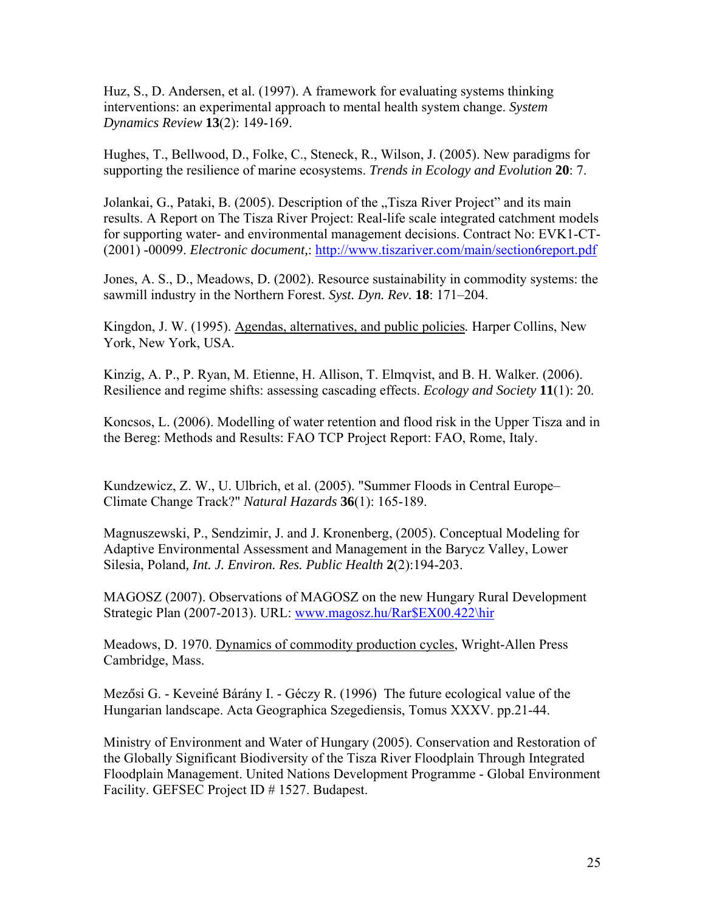Huz, S., D. Andersen, et al. (1997). A framework for evaluating systems thinking interventions: an experimental approach to mental health system change. *System Dynamics Review* **13**(2): 149-169.

Hughes, T., Bellwood, D., Folke, C., Steneck, R., Wilson, J. (2005). New paradigms for supporting the resilience of marine ecosystems. *Trends in Ecology and Evolution* **20**: 7.

Jolankai, G., Pataki, B. (2005). Description of the „Tisza River Project" and its main results. A Report on The Tisza River Project: Real-life scale integrated catchment models for supporting water- and environmental management decisions. Contract No: EVK1-CT-(2001) -00099. *Electronic document,*: http://www.tiszariver.com/main/section6report.pdf

Jones, A. S., D., Meadows, D. (2002). Resource sustainability in commodity systems: the sawmill industry in the Northern Forest. *Syst. Dyn. Rev.* **18**: 171–204.

Kingdon, J. W. (1995). Agendas, alternatives, and public policies*.* Harper Collins, New York, New York, USA.

Kinzig, A. P., P. Ryan, M. Etienne, H. Allison, T. Elmqvist, and B. H. Walker. (2006). Resilience and regime shifts: assessing cascading effects. *Ecology and Society* **11**(1): 20.

Koncsos, L. (2006). Modelling of water retention and flood risk in the Upper Tisza and in the Bereg: Methods and Results: FAO TCP Project Report: FAO, Rome, Italy.

Kundzewicz, Z. W., U. Ulbrich, et al. (2005). "Summer Floods in Central Europe–Climate Change Track?" *Natural Hazards* **36**(1): 165-189.

Magnuszewski, P., Sendzimir, J. and J. Kronenberg, (2005). Conceptual Modeling for Adaptive Environmental Assessment and Management in the Barycz Valley, Lower Silesia, Poland*, Int. J. Environ. Res. Public Health* **2**(2):194-203.

MAGOSZ (2007). Observations of MAGOSZ on the new Hungary Rural Development Strategic Plan (2007-2013). URL: www.magosz.hu/Rar$EX00.422\hir

Meadows, D. 1970. Dynamics of commodity production cycles, Wright-Allen Press Cambridge, Mass.

Mezősi G. - Keveiné Bárány I. - Géczy R. (1996) The future ecological value of the Hungarian landscape. Acta Geographica Szegediensis, Tomus XXXV. pp.21-44.

Ministry of Environment and Water of Hungary (2005). Conservation and Restoration of the Globally Significant Biodiversity of the Tisza River Floodplain Through Integrated Floodplain Management. United Nations Development Programme - Global Environment Facility. GEFSEC Project ID # 1527. Budapest.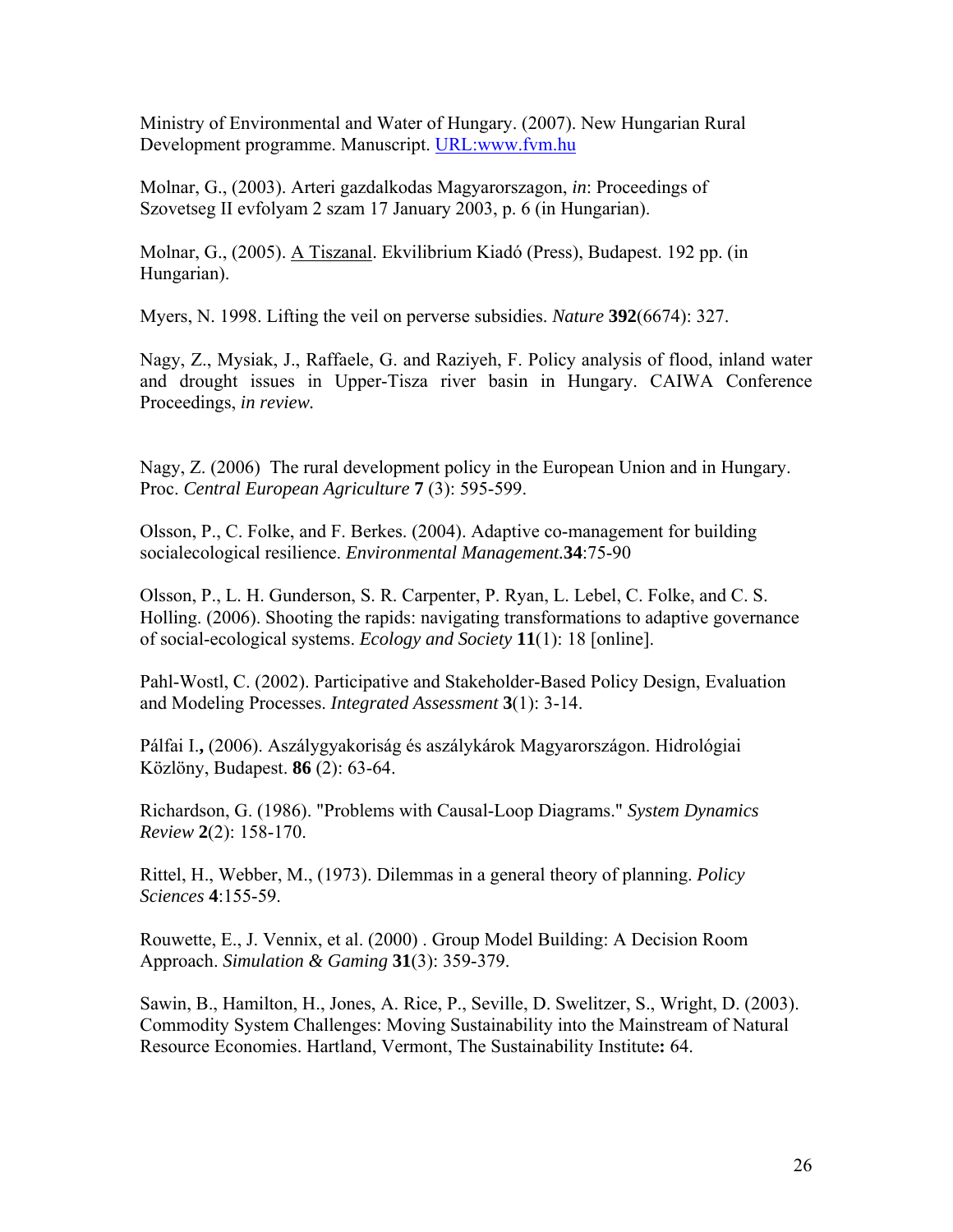Ministry of Environmental and Water of Hungary. (2007). New Hungarian Rural Development programme. Manuscript. URL:www.fvm.hu

Molnar, G., (2003). Arteri gazdalkodas Magyarorszagon, *in*: Proceedings of Szovetseg II evfolyam 2 szam 17 January 2003, p. 6 (in Hungarian).

Molnar, G., (2005). A Tiszanal. Ekvilibrium Kiadó (Press), Budapest. 192 pp. (in Hungarian).

Myers, N. 1998. Lifting the veil on perverse subsidies. *Nature* **392**(6674): 327.

Nagy, Z., Mysiak, J., Raffaele, G. and Raziyeh, F. Policy analysis of flood, inland water and drought issues in Upper-Tisza river basin in Hungary. CAIWA Conference Proceedings, *in review.*

Nagy, Z. (2006) The rural development policy in the European Union and in Hungary. Proc. *Central European Agriculture* **7** (3): 595-599.

Olsson, P., C. Folke, and F. Berkes. (2004). Adaptive co-management for building socialecological resilience. *Environmental Management.***34**:75-90

Olsson, P., L. H. Gunderson, S. R. Carpenter, P. Ryan, L. Lebel, C. Folke, and C. S. Holling. (2006). Shooting the rapids: navigating transformations to adaptive governance of social-ecological systems. *Ecology and Society* **11**(1): 18 [online].

Pahl-Wostl, C. (2002). Participative and Stakeholder-Based Policy Design, Evaluation and Modeling Processes. *Integrated Assessment* **3**(1): 3-14.

Pálfai I.**,** (2006). Aszálygyakoriság és aszálykárok Magyarországon. Hidrológiai Közlöny, Budapest. **86** (2): 63-64.

Richardson, G. (1986). "Problems with Causal-Loop Diagrams." *System Dynamics Review* **2**(2): 158-170.

Rittel, H., Webber, M., (1973). Dilemmas in a general theory of planning. *Policy Sciences* **4**:155-59.

Rouwette, E., J. Vennix, et al. (2000) . Group Model Building: A Decision Room Approach. *Simulation & Gaming* **31**(3): 359-379.

Sawin, B., Hamilton, H., Jones, A. Rice, P., Seville, D. Swelitzer, S., Wright, D. (2003). Commodity System Challenges: Moving Sustainability into the Mainstream of Natural Resource Economies. Hartland, Vermont, The Sustainability Institute**:** 64.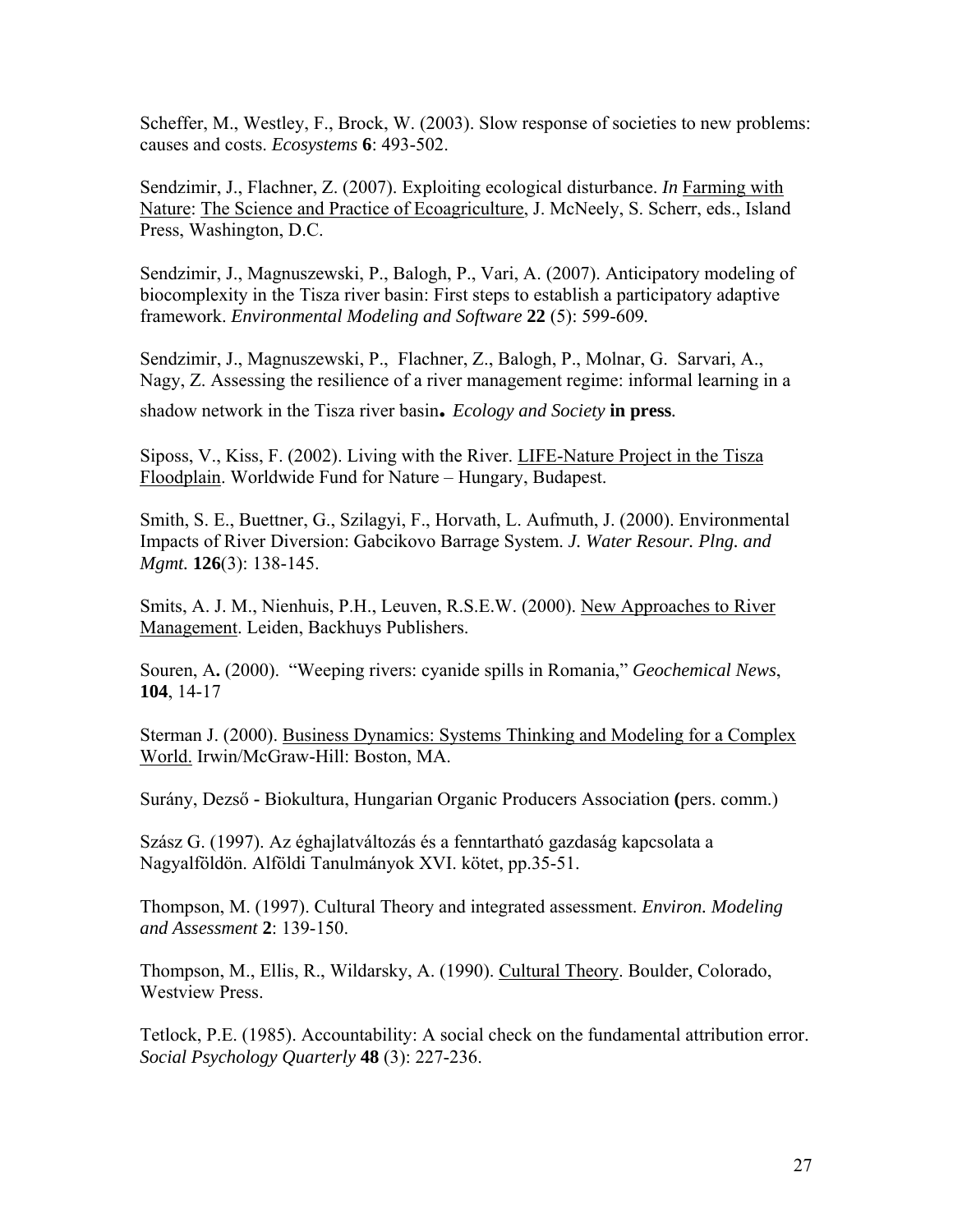Scheffer, M., Westley, F., Brock, W. (2003). Slow response of societies to new problems: causes and costs. *Ecosystems* **6**: 493-502.

Sendzimir, J., Flachner, Z. (2007). Exploiting ecological disturbance. *In* Farming with Nature: The Science and Practice of Ecoagriculture, J. McNeely, S. Scherr, eds., Island Press, Washington, D.C.

Sendzimir, J., Magnuszewski, P., Balogh, P., Vari, A. (2007). Anticipatory modeling of biocomplexity in the Tisza river basin: First steps to establish a participatory adaptive framework. *Environmental Modeling and Software* **22** (5): 599-609.

Sendzimir, J., Magnuszewski, P., Flachner, Z., Balogh, P., Molnar, G. Sarvari, A., Nagy, Z. Assessing the resilience of a river management regime: informal learning in a shadow network in the Tisza river basin**.** *Ecology and Society* **in press**.

Siposs, V., Kiss, F. (2002). Living with the River. LIFE-Nature Project in the Tisza Floodplain. Worldwide Fund for Nature – Hungary, Budapest.

Smith, S. E., Buettner, G., Szilagyi, F., Horvath, L. Aufmuth, J. (2000). Environmental Impacts of River Diversion: Gabcikovo Barrage System. *J. Water Resour. Plng. and Mgmt.* **126**(3): 138-145.

Smits, A. J. M., Nienhuis, P.H., Leuven, R.S.E.W. (2000). New Approaches to River Management. Leiden, Backhuys Publishers.

Souren, A**.** (2000). "Weeping rivers: cyanide spills in Romania," *Geochemical News*, **104**, 14-17

Sterman J. (2000). Business Dynamics: Systems Thinking and Modeling for a Complex World. Irwin/McGraw-Hill: Boston, MA.

Surány, Dezső - Biokultura, Hungarian Organic Producers Association **(**pers. comm.)

Szász G. (1997). Az éghajlatváltozás és a fenntartható gazdaság kapcsolata a Nagyalföldön. Alföldi Tanulmányok XVI. kötet, pp.35-51.

Thompson, M. (1997). Cultural Theory and integrated assessment. *Environ. Modeling and Assessment* **2**: 139-150.

Thompson, M., Ellis, R., Wildarsky, A. (1990). Cultural Theory. Boulder, Colorado, Westview Press.

Tetlock, P.E. (1985). Accountability: A social check on the fundamental attribution error. *Social Psychology Quarterly* **48** (3): 227-236.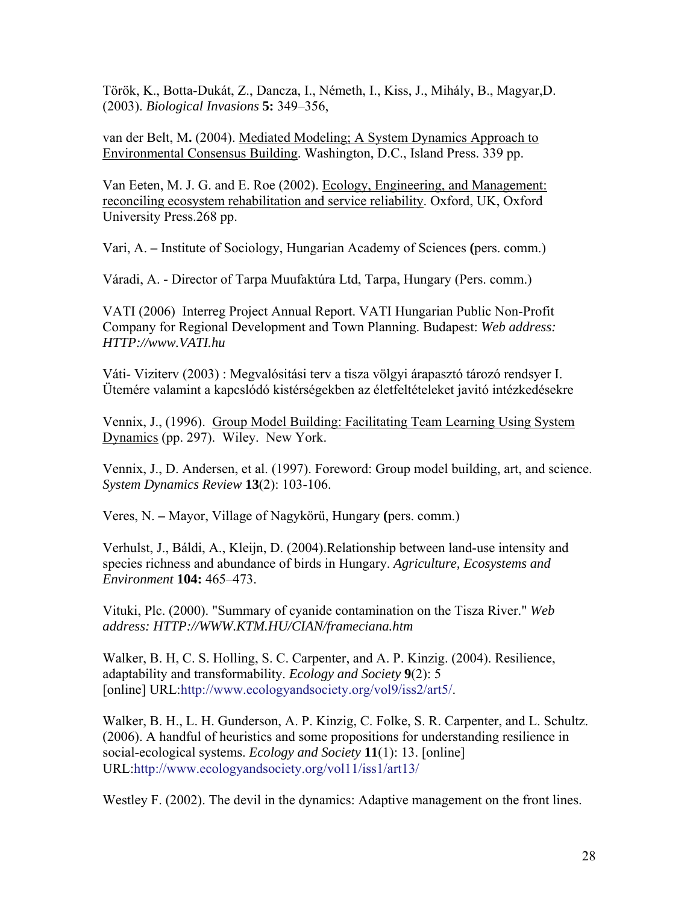Török, K., Botta-Dukát, Z., Dancza, I., Németh, I., Kiss, J., Mihály, B., Magyar,D. (2003). *Biological Invasions* **5:** 349–356,

van der Belt, M**.** (2004). Mediated Modeling; A System Dynamics Approach to Environmental Consensus Building. Washington, D.C., Island Press. 339 pp.

Van Eeten, M. J. G. and E. Roe (2002). Ecology, Engineering, and Management: reconciling ecosystem rehabilitation and service reliability. Oxford, UK, Oxford University Press.268 pp.

Vari, A. **–** Institute of Sociology, Hungarian Academy of Sciences **(**pers. comm.)

Váradi, A. **-** Director of Tarpa Muufaktúra Ltd, Tarpa, Hungary (Pers. comm.)

VATI (2006) Interreg Project Annual Report. VATI Hungarian Public Non-Profit Company for Regional Development and Town Planning. Budapest: *Web address: HTTP://www.VATI.hu*

Váti- Viziterv (2003) : Megvalósitási terv a tisza völgyi árapasztó tározó rendsyer I. Ütemére valamint a kapcslódó kistérségekben az életfeltételeket javitó intézkedésekre

Vennix, J., (1996). Group Model Building: Facilitating Team Learning Using System Dynamics (pp. 297). Wiley. New York.

Vennix, J., D. Andersen, et al. (1997). Foreword: Group model building, art, and science. *System Dynamics Review* **13**(2): 103-106.

Veres, N. **–** Mayor, Village of Nagykörü, Hungary **(**pers. comm.)

Verhulst, J., Báldi, A., Kleijn, D. (2004).Relationship between land-use intensity and species richness and abundance of birds in Hungary. *Agriculture, Ecosystems and Environment* **104:** 465–473.

Vituki, Plc. (2000). "Summary of cyanide contamination on the Tisza River." *Web address: HTTP://WWW.KTM.HU/CIAN/frameciana.htm*

Walker, B. H, C. S. Holling, S. C. Carpenter, and A. P. Kinzig. (2004). Resilience, adaptability and transformability. *Ecology and Society* **9**(2): 5 [online] URL:http://www.ecologyandsociety.org/vol9/iss2/art5/.

Walker, B. H., L. H. Gunderson, A. P. Kinzig, C. Folke, S. R. Carpenter, and L. Schultz. (2006). A handful of heuristics and some propositions for understanding resilience in social-ecological systems. *Ecology and Society* **11**(1): 13. [online] URL:http://www.ecologyandsociety.org/vol11/iss1/art13/

Westley F. (2002). The devil in the dynamics: Adaptive management on the front lines.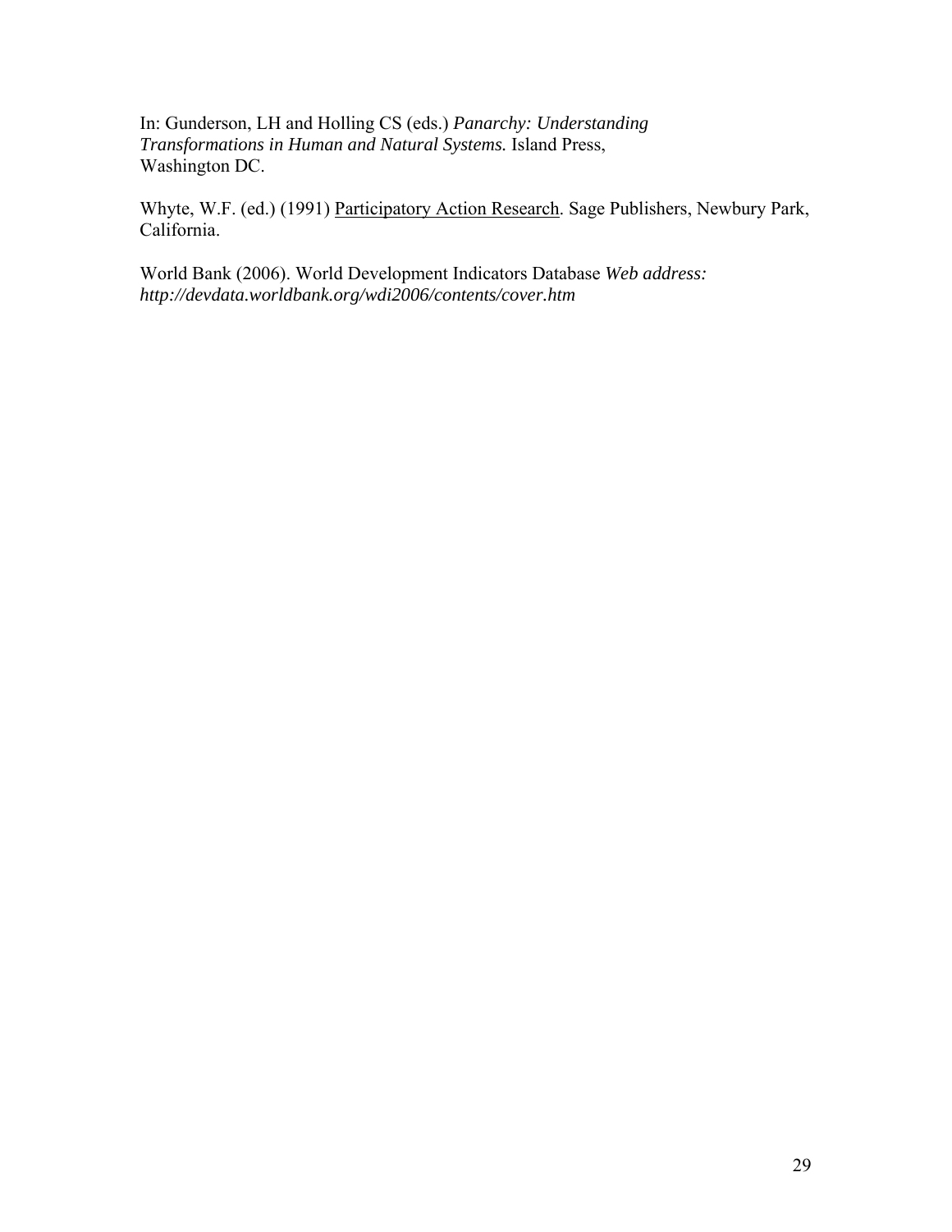In: Gunderson, LH and Holling CS (eds.) *Panarchy: Understanding Transformations in Human and Natural Systems.* Island Press, Washington DC.

Whyte, W.F. (ed.) (1991) Participatory Action Research. Sage Publishers, Newbury Park, California.

World Bank (2006). World Development Indicators Database *Web address: http://devdata.worldbank.org/wdi2006/contents/cover.htm*